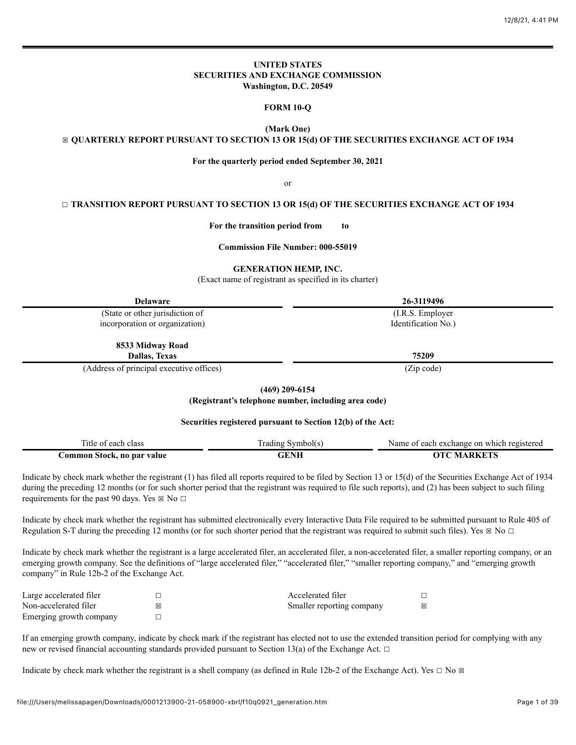**UNITED STATES**
**SECURITIES AND EXCHANGE COMMISSION**
**Washington, D.C. 20549**

**FORM 10-Q**

**(Mark One)**

☒ **QUARTERLY REPORT PURSUANT TO SECTION 13 OR 15(d) OF THE SECURITIES EXCHANGE ACT OF 1934**

**For the quarterly period ended September 30, 2021**

or

☐ **TRANSITION REPORT PURSUANT TO SECTION 13 OR 15(d) OF THE SECURITIES EXCHANGE ACT OF 1934**

**For the transition period from to**

**Commission File Number: 000-55019**

**GENERATION HEMP, INC.**
(Exact name of registrant as specified in its charter)

| **Delaware** | **26-3119496** |
|---|---|
| (State or other jurisdiction of incorporation or organization) | (I.R.S. Employer Identification No.) |
| **8533 Midway Road Dallas, Texas** | **75209** |
| (Address of principal executive offices) | (Zip code) |

**(469) 209-6154**
**(Registrant's telephone number, including area code)**

**Securities registered pursuant to Section 12(b) of the Act:**

| Title of each class | Trading Symbol(s) | Name of each exchange on which registered |
|---|---|---|
| **Common Stock, no par value** | **GENH** | **OTC MARKETS** |

Indicate by check mark whether the registrant (1) has filed all reports required to be filed by Section 13 or 15(d) of the Securities Exchange Act of 1934 during the preceding 12 months (or for such shorter period that the registrant was required to file such reports), and (2) has been subject to such filing requirements for the past 90 days. Yes ☒ No ☐

Indicate by check mark whether the registrant has submitted electronically every Interactive Data File required to be submitted pursuant to Rule 405 of Regulation S-T during the preceding 12 months (or for such shorter period that the registrant was required to submit such files). Yes ☒ No ☐

Indicate by check mark whether the registrant is a large accelerated filer, an accelerated filer, a non-accelerated filer, a smaller reporting company, or an emerging growth company. See the definitions of "large accelerated filer," "accelerated filer," "smaller reporting company," and "emerging growth company" in Rule 12b-2 of the Exchange Act.

| | | | |
|---|---|---|---|
| Large accelerated filer | ☐ | Accelerated filer | ☐ |
| Non-accelerated filer | ☒ | Smaller reporting company | ☒ |
| Emerging growth company | ☐ | | |

If an emerging growth company, indicate by check mark if the registrant has elected not to use the extended transition period for complying with any new or revised financial accounting standards provided pursuant to Section 13(a) of the Exchange Act. ☐

Indicate by check mark whether the registrant is a shell company (as defined in Rule 12b-2 of the Exchange Act). Yes ☐ No ☒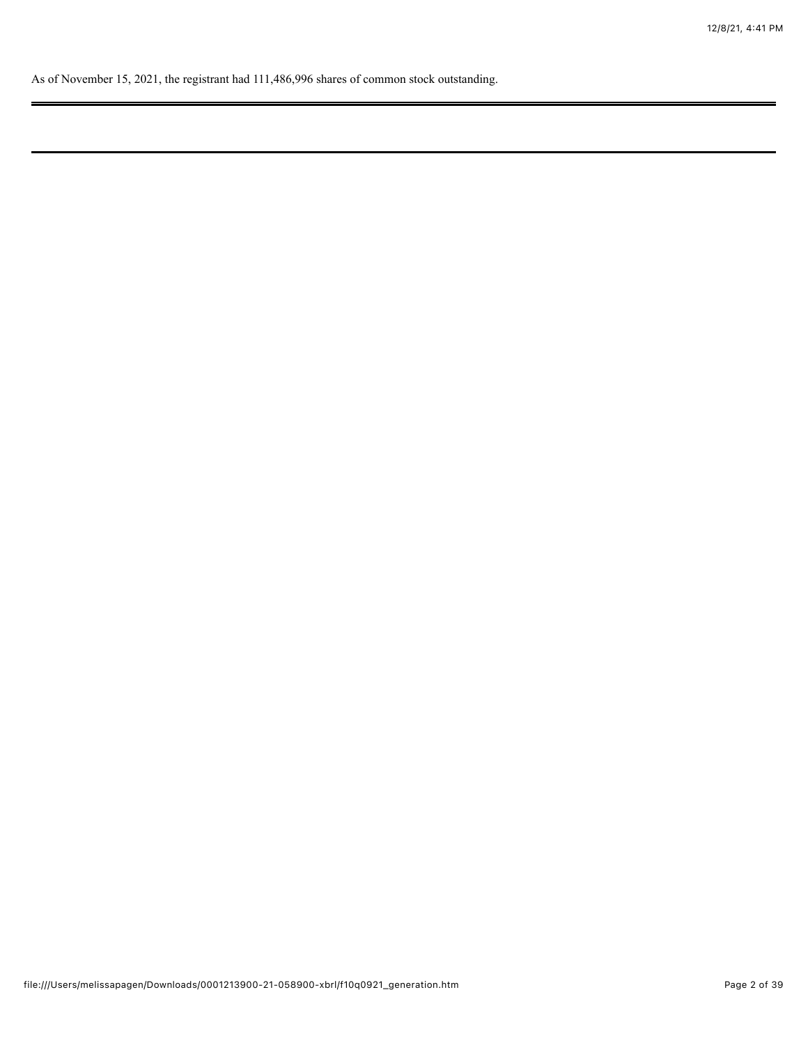As of November 15, 2021, the registrant had 111,486,996 shares of common stock outstanding.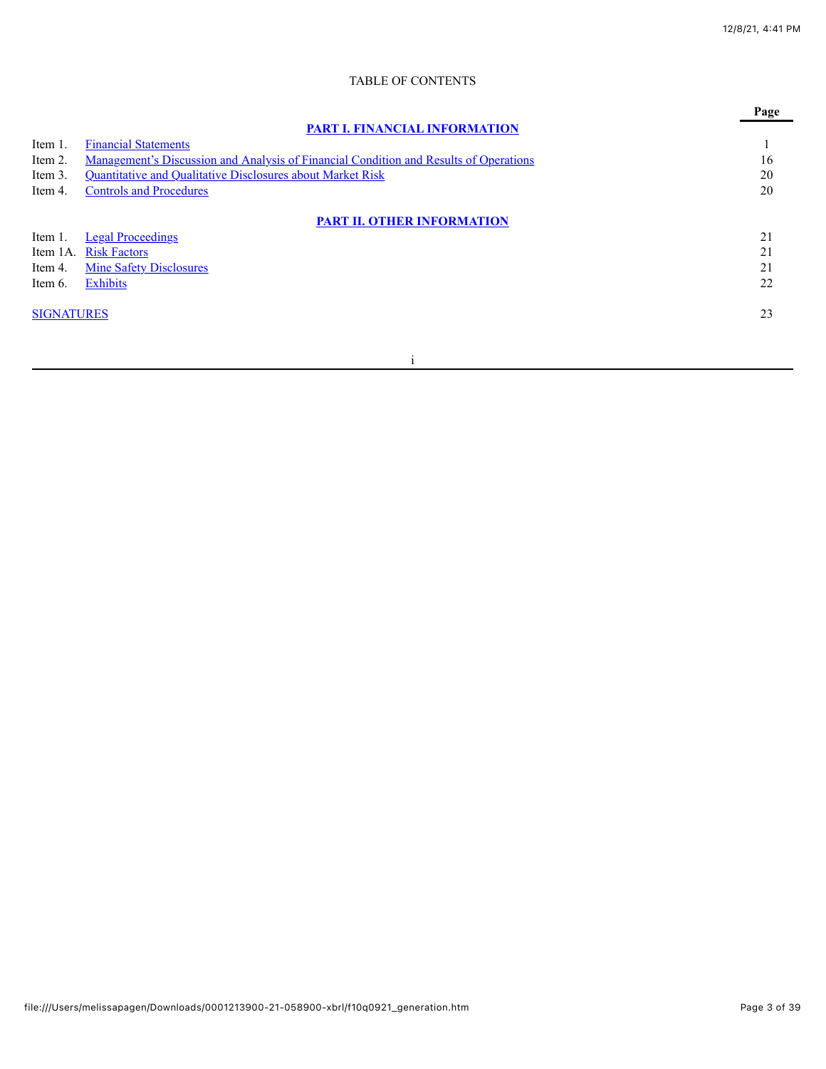TABLE OF CONTENTS

| | | Page |
|---|---|---|
| | **PART I. FINANCIAL INFORMATION** | |
| Item 1. | Financial Statements | 1 |
| Item 2. | Management's Discussion and Analysis of Financial Condition and Results of Operations | 16 |
| Item 3. | Quantitative and Qualitative Disclosures about Market Risk | 20 |
| Item 4. | Controls and Procedures | 20 |
| | **PART II. OTHER INFORMATION** | |
| Item 1. | Legal Proceedings | 21 |
| Item 1A. | Risk Factors | 21 |
| Item 4. | Mine Safety Disclosures | 21 |
| Item 6. | Exhibits | 22 |
| SIGNATURES | | 23 |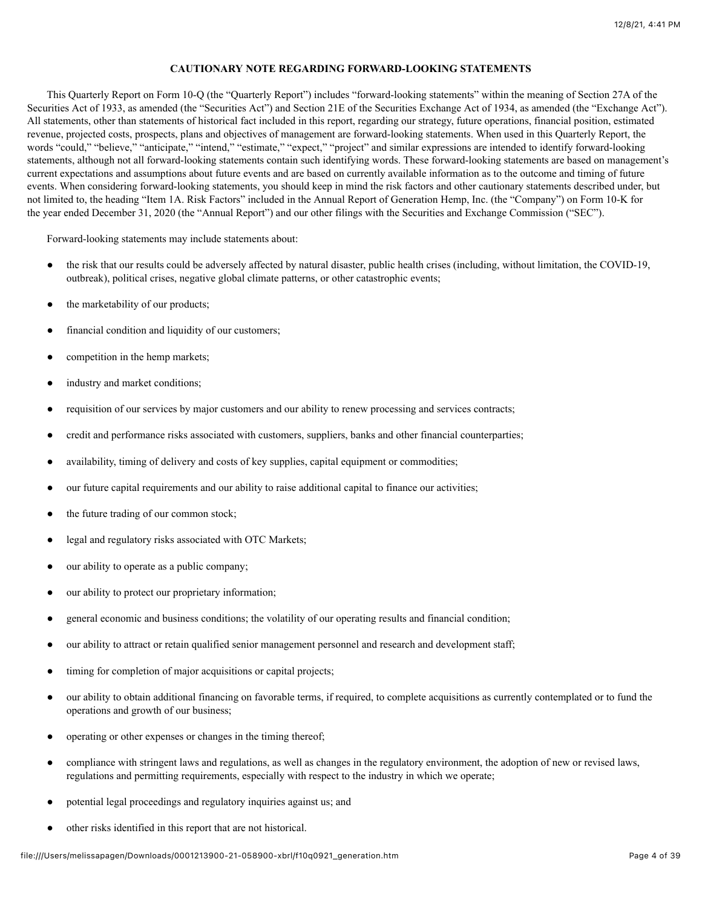## CAUTIONARY NOTE REGARDING FORWARD-LOOKING STATEMENTS

This Quarterly Report on Form 10-Q (the "Quarterly Report") includes "forward-looking statements" within the meaning of Section 27A of the Securities Act of 1933, as amended (the "Securities Act") and Section 21E of the Securities Exchange Act of 1934, as amended (the "Exchange Act"). All statements, other than statements of historical fact included in this report, regarding our strategy, future operations, financial position, estimated revenue, projected costs, prospects, plans and objectives of management are forward-looking statements. When used in this Quarterly Report, the words "could," "believe," "anticipate," "intend," "estimate," "expect," "project" and similar expressions are intended to identify forward-looking statements, although not all forward-looking statements contain such identifying words. These forward-looking statements are based on management's current expectations and assumptions about future events and are based on currently available information as to the outcome and timing of future events. When considering forward-looking statements, you should keep in mind the risk factors and other cautionary statements described under, but not limited to, the heading "Item 1A. Risk Factors" included in the Annual Report of Generation Hemp, Inc. (the "Company") on Form 10-K for the year ended December 31, 2020 (the "Annual Report") and our other filings with the Securities and Exchange Commission ("SEC").

Forward-looking statements may include statements about:

- the risk that our results could be adversely affected by natural disaster, public health crises (including, without limitation, the COVID-19, outbreak), political crises, negative global climate patterns, or other catastrophic events;
- the marketability of our products;
- financial condition and liquidity of our customers;
- competition in the hemp markets;
- industry and market conditions;
- requisition of our services by major customers and our ability to renew processing and services contracts;
- credit and performance risks associated with customers, suppliers, banks and other financial counterparties;
- availability, timing of delivery and costs of key supplies, capital equipment or commodities;
- our future capital requirements and our ability to raise additional capital to finance our activities;
- the future trading of our common stock;
- legal and regulatory risks associated with OTC Markets;
- our ability to operate as a public company;
- our ability to protect our proprietary information;
- general economic and business conditions; the volatility of our operating results and financial condition;
- our ability to attract or retain qualified senior management personnel and research and development staff;
- timing for completion of major acquisitions or capital projects;
- our ability to obtain additional financing on favorable terms, if required, to complete acquisitions as currently contemplated or to fund the operations and growth of our business;
- operating or other expenses or changes in the timing thereof;
- compliance with stringent laws and regulations, as well as changes in the regulatory environment, the adoption of new or revised laws, regulations and permitting requirements, especially with respect to the industry in which we operate;
- potential legal proceedings and regulatory inquiries against us; and
- other risks identified in this report that are not historical.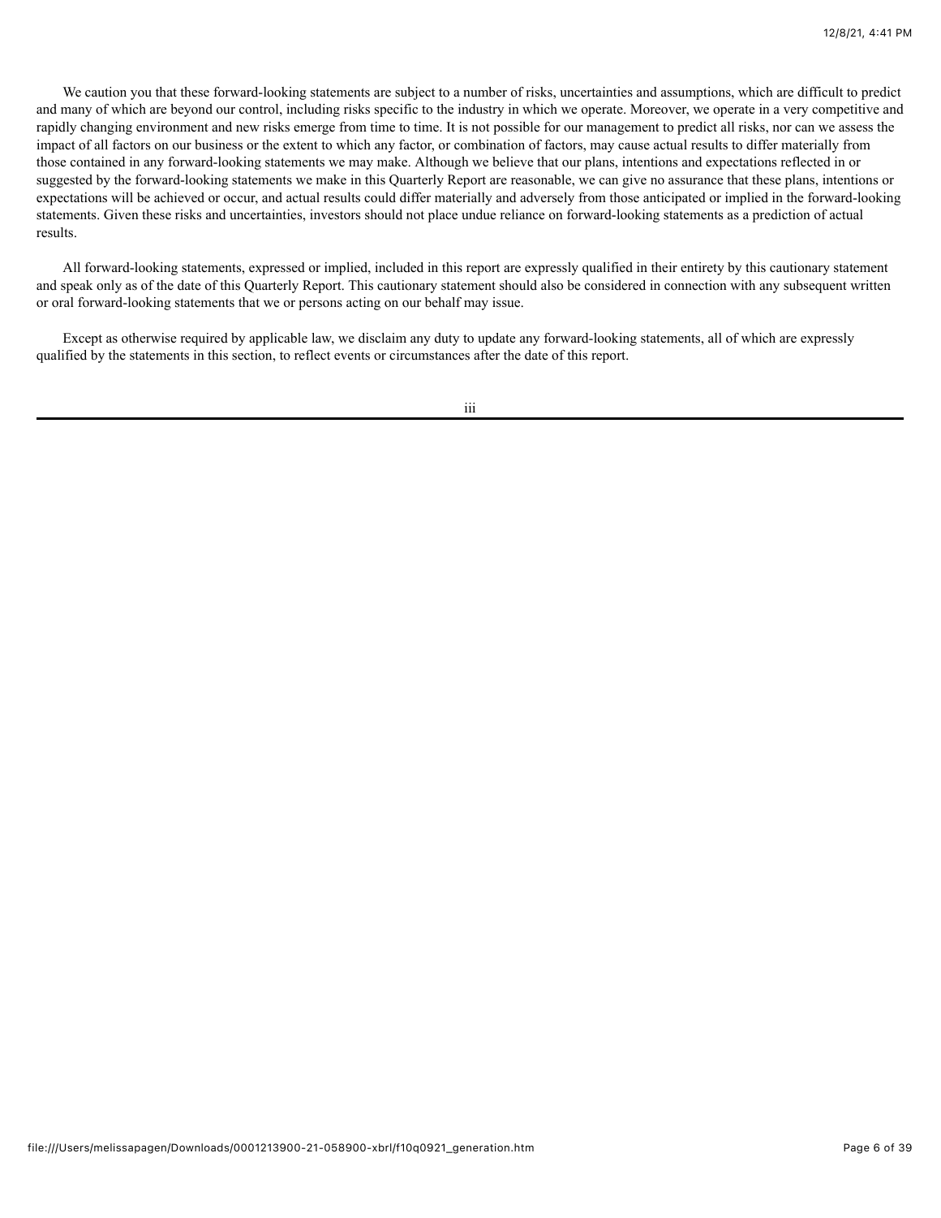We caution you that these forward-looking statements are subject to a number of risks, uncertainties and assumptions, which are difficult to predict and many of which are beyond our control, including risks specific to the industry in which we operate. Moreover, we operate in a very competitive and rapidly changing environment and new risks emerge from time to time. It is not possible for our management to predict all risks, nor can we assess the impact of all factors on our business or the extent to which any factor, or combination of factors, may cause actual results to differ materially from those contained in any forward-looking statements we may make. Although we believe that our plans, intentions and expectations reflected in or suggested by the forward-looking statements we make in this Quarterly Report are reasonable, we can give no assurance that these plans, intentions or expectations will be achieved or occur, and actual results could differ materially and adversely from those anticipated or implied in the forward-looking statements. Given these risks and uncertainties, investors should not place undue reliance on forward-looking statements as a prediction of actual results.

All forward-looking statements, expressed or implied, included in this report are expressly qualified in their entirety by this cautionary statement and speak only as of the date of this Quarterly Report. This cautionary statement should also be considered in connection with any subsequent written or oral forward-looking statements that we or persons acting on our behalf may issue.

Except as otherwise required by applicable law, we disclaim any duty to update any forward-looking statements, all of which are expressly qualified by the statements in this section, to reflect events or circumstances after the date of this report.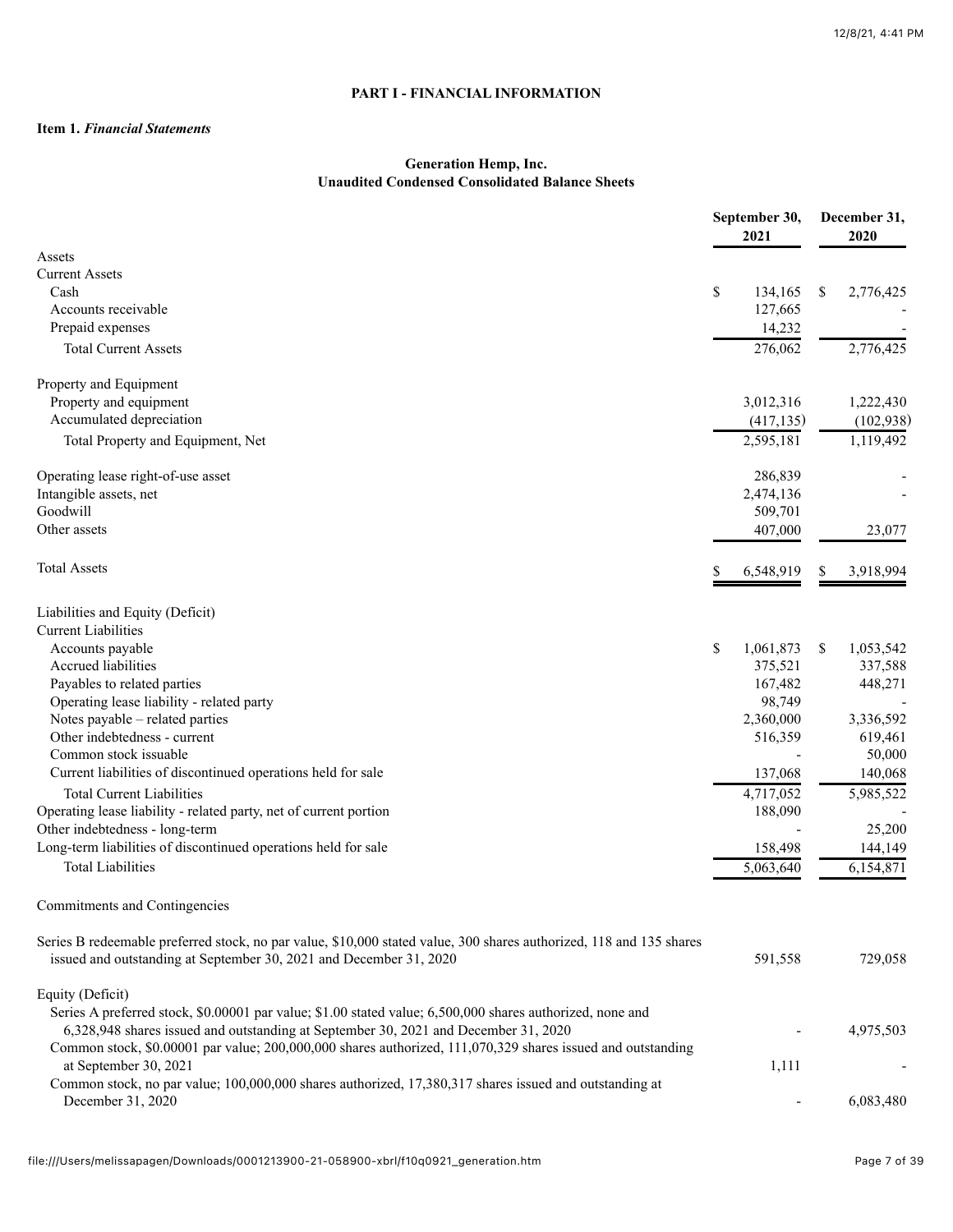**PART I - FINANCIAL INFORMATION**

**Item 1.** ***Financial Statements***

**Generation Hemp, Inc.**
**Unaudited Condensed Consolidated Balance Sheets**

| | September 30, 2021 | December 31, 2020 |
|---|---|---|
| Assets | | |
| Current Assets | | |
| Cash | $ 134,165 | $ 2,776,425 |
| Accounts receivable | 127,665 | - |
| Prepaid expenses | 14,232 | - |
| Total Current Assets | 276,062 | 2,776,425 |
| | | |
| Property and Equipment | | |
| Property and equipment | 3,012,316 | 1,222,430 |
| Accumulated depreciation | (417,135) | (102,938) |
| Total Property and Equipment, Net | 2,595,181 | 1,119,492 |
| | | |
| Operating lease right-of-use asset | 286,839 | - |
| Intangible assets, net | 2,474,136 | - |
| Goodwill | 509,701 | |
| Other assets | 407,000 | 23,077 |
| | | |
| Total Assets | $ 6,548,919 | $ 3,918,994 |
| | | |
| Liabilities and Equity (Deficit) | | |
| Current Liabilities | | |
| Accounts payable | $ 1,061,873 | $ 1,053,542 |
| Accrued liabilities | 375,521 | 337,588 |
| Payables to related parties | 167,482 | 448,271 |
| Operating lease liability - related party | 98,749 | - |
| Notes payable – related parties | 2,360,000 | 3,336,592 |
| Other indebtedness - current | 516,359 | 619,461 |
| Common stock issuable | - | 50,000 |
| Current liabilities of discontinued operations held for sale | 137,068 | 140,068 |
| Total Current Liabilities | 4,717,052 | 5,985,522 |
| Operating lease liability - related party, net of current portion | 188,090 | - |
| Other indebtedness - long-term | - | 25,200 |
| Long-term liabilities of discontinued operations held for sale | 158,498 | 144,149 |
| Total Liabilities | 5,063,640 | 6,154,871 |
| | | |
| Commitments and Contingencies | | |
| | | |
| Series B redeemable preferred stock, no par value, $10,000 stated value, 300 shares authorized, 118 and 135 shares issued and outstanding at September 30, 2021 and December 31, 2020 | 591,558 | 729,058 |
| | | |
| Equity (Deficit) | | |
| Series A preferred stock, $0.00001 par value; $1.00 stated value; 6,500,000 shares authorized, none and 6,328,948 shares issued and outstanding at September 30, 2021 and December 31, 2020 | - | 4,975,503 |
| Common stock, $0.00001 par value; 200,000,000 shares authorized, 111,070,329 shares issued and outstanding at September 30, 2021 | 1,111 | - |
| Common stock, no par value; 100,000,000 shares authorized, 17,380,317 shares issued and outstanding at December 31, 2020 | - | 6,083,480 |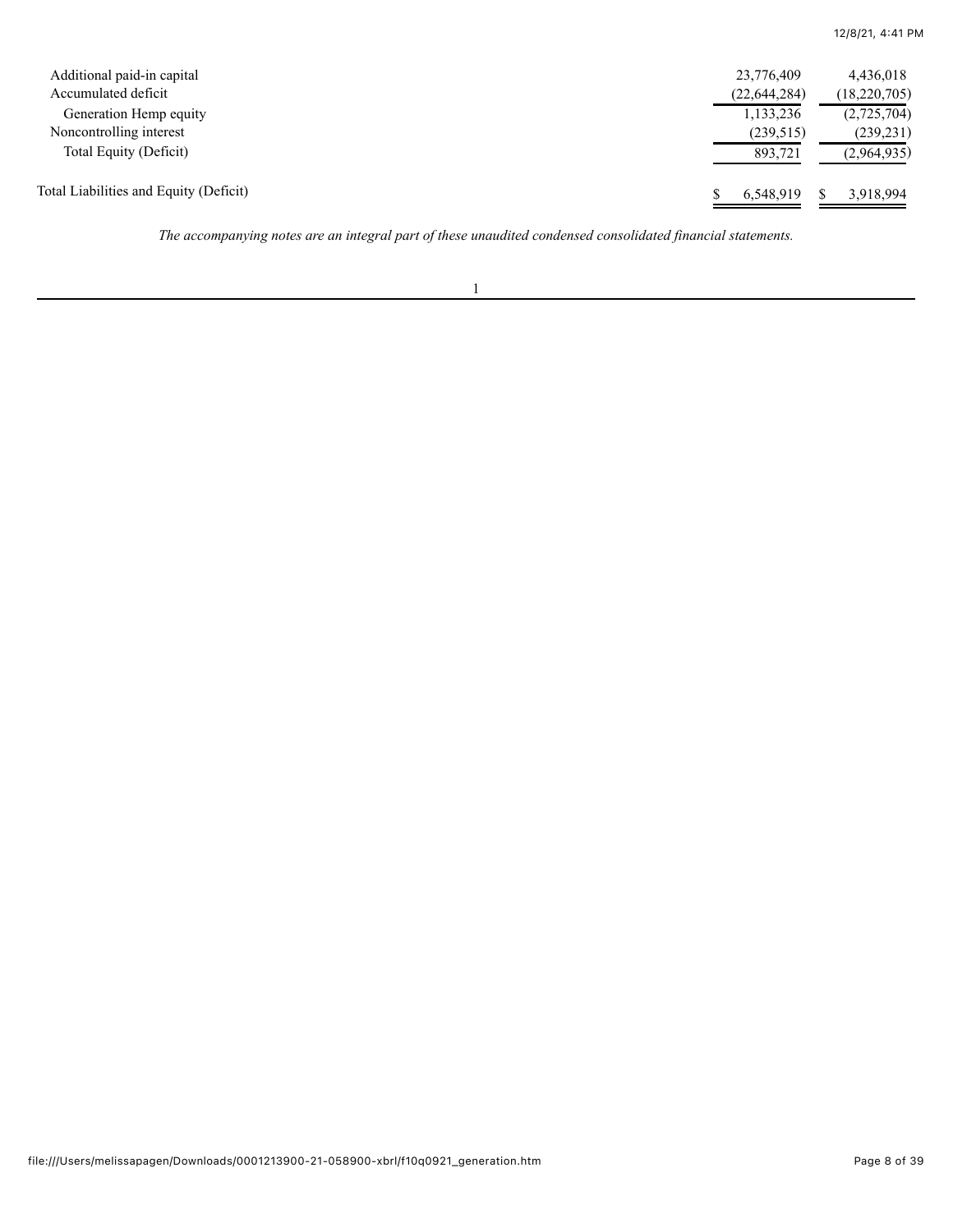| | | |
|---|---|---|
| Additional paid-in capital | 23,776,409 | 4,436,018 |
| Accumulated deficit | (22,644,284) | (18,220,705) |
| Generation Hemp equity | 1,133,236 | (2,725,704) |
| Noncontrolling interest | (239,515) | (239,231) |
| Total Equity (Deficit) | 893,721 | (2,964,935) |
| Total Liabilities and Equity (Deficit) | $ 6,548,919 | $ 3,918,994 |

*The accompanying notes are an integral part of these unaudited condensed consolidated financial statements.*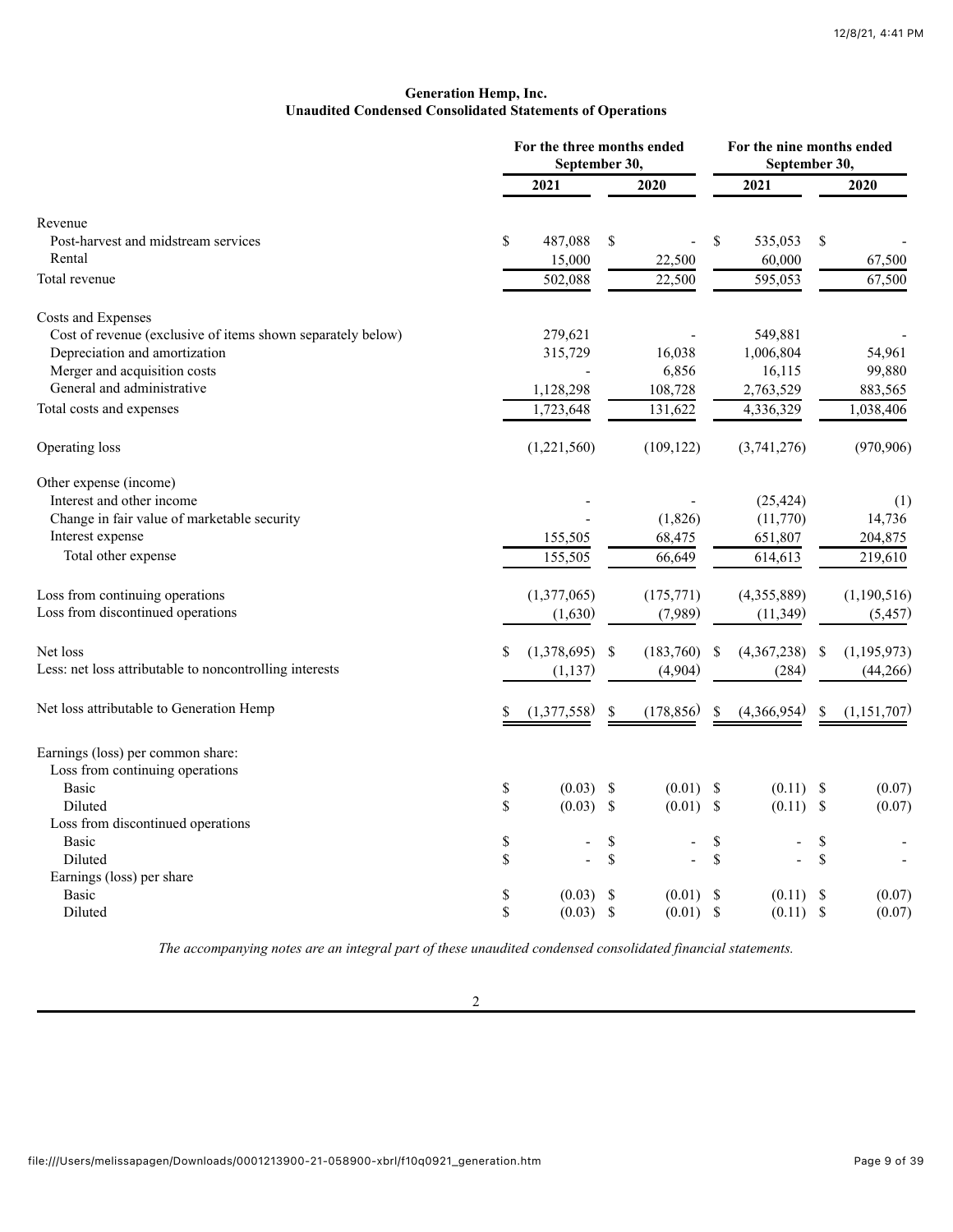**Generation Hemp, Inc.**
**Unaudited Condensed Consolidated Statements of Operations**

| | For the three months ended September 30, | | For the nine months ended September 30, | |
|---|---|---|---|---|
| | 2021 | 2020 | 2021 | 2020 |
| Revenue | | | | |
| Post-harvest and midstream services | $ 487,088 | $ - | $ 535,053 | $ - |
| Rental | 15,000 | 22,500 | 60,000 | 67,500 |
| Total revenue | 502,088 | 22,500 | 595,053 | 67,500 |
| Costs and Expenses | | | | |
| Cost of revenue (exclusive of items shown separately below) | 279,621 | - | 549,881 | - |
| Depreciation and amortization | 315,729 | 16,038 | 1,006,804 | 54,961 |
| Merger and acquisition costs | - | 6,856 | 16,115 | 99,880 |
| General and administrative | 1,128,298 | 108,728 | 2,763,529 | 883,565 |
| Total costs and expenses | 1,723,648 | 131,622 | 4,336,329 | 1,038,406 |
| Operating loss | (1,221,560) | (109,122) | (3,741,276) | (970,906) |
| Other expense (income) | | | | |
| Interest and other income | - | - | (25,424) | (1) |
| Change in fair value of marketable security | - | (1,826) | (11,770) | 14,736 |
| Interest expense | 155,505 | 68,475 | 651,807 | 204,875 |
| Total other expense | 155,505 | 66,649 | 614,613 | 219,610 |
| Loss from continuing operations | (1,377,065) | (175,771) | (4,355,889) | (1,190,516) |
| Loss from discontinued operations | (1,630) | (7,989) | (11,349) | (5,457) |
| Net loss | $ (1,378,695) | $ (183,760) | $ (4,367,238) | $ (1,195,973) |
| Less: net loss attributable to noncontrolling interests | (1,137) | (4,904) | (284) | (44,266) |
| Net loss attributable to Generation Hemp | $ (1,377,558) | $ (178,856) | $ (4,366,954) | $ (1,151,707) |
| Earnings (loss) per common share: | | | | |
| Loss from continuing operations | | | | |
| Basic | $ (0.03) | $ (0.01) | $ (0.11) | $ (0.07) |
| Diluted | $ (0.03) | $ (0.01) | $ (0.11) | $ (0.07) |
| Loss from discontinued operations | | | | |
| Basic | $ - | $ - | $ - | $ - |
| Diluted | $ - | $ - | $ - | $ - |
| Earnings (loss) per share | | | | |
| Basic | $ (0.03) | $ (0.01) | $ (0.11) | $ (0.07) |
| Diluted | $ (0.03) | $ (0.01) | $ (0.11) | $ (0.07) |

*The accompanying notes are an integral part of these unaudited condensed consolidated financial statements.*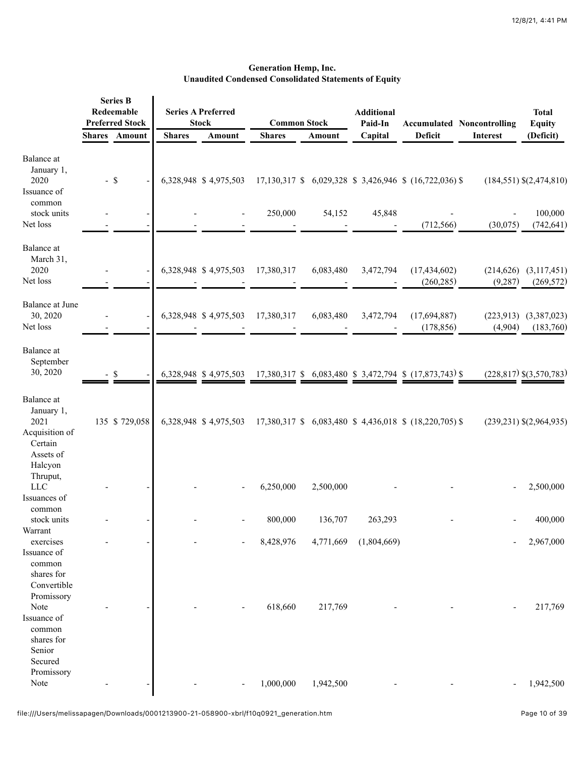**Generation Hemp, Inc.**
**Unaudited Condensed Consolidated Statements of Equity**

| | Series B Redeemable Preferred Stock | | Series A Preferred Stock | | Common Stock | | Additional Paid-In | Accumulated | Noncontrolling | Total Equity |
|---|---|---|---|---|---|---|---|---|---|---|
| | Shares | Amount | Shares | Amount | Shares | Amount | Capital | Deficit | Interest | (Deficit) |
| Balance at January 1, 2020 | - | $ - | 6,328,948 | $ 4,975,503 | 17,130,317 | $ 6,029,328 | $ 3,426,946 | $ (16,722,036) | $ (184,551) | $ (2,474,810) |
| Issuance of common stock units | - | - | - | - | 250,000 | 54,152 | 45,848 | - | - | 100,000 |
| Net loss | - | - | - | - | - | - | - | (712,566) | (30,075) | (742,641) |
| Balance at March 31, 2020 | - | - | 6,328,948 | $ 4,975,503 | 17,380,317 | 6,083,480 | 3,472,794 | (17,434,602) | (214,626) | (3,117,451) |
| Net loss | - | - | - | - | - | - | - | (260,285) | (9,287) | (269,572) |
| Balance at June 30, 2020 | - | - | 6,328,948 | $ 4,975,503 | 17,380,317 | 6,083,480 | 3,472,794 | (17,694,887) | (223,913) | (3,387,023) |
| Net loss | - | - | - | - | - | - | - | (178,856) | (4,904) | (183,760) |
| Balance at September 30, 2020 | - | $ - | 6,328,948 | $ 4,975,503 | 17,380,317 | $ 6,083,480 | $ 3,472,794 | $ (17,873,743) | $ (228,817) | $ (3,570,783) |
| | | | | | | | | | | |
| Balance at January 1, 2021 | 135 | $ 729,058 | 6,328,948 | $ 4,975,503 | 17,380,317 | $ 6,083,480 | $ 4,436,018 | $ (18,220,705) | $ (239,231) | $ (2,964,935) |
| Acquisition of Certain Assets of Halcyon Thruput, LLC | - | - | - | - | 6,250,000 | 2,500,000 | - | - | - | 2,500,000 |
| Issuances of common stock units | - | - | - | - | 800,000 | 136,707 | 263,293 | - | - | 400,000 |
| Warrant exercises | - | - | - | - | 8,428,976 | 4,771,669 | (1,804,669) | - | - | 2,967,000 |
| Issuance of common shares for Convertible Promissory Note | - | - | - | - | 618,660 | 217,769 | - | - | - | 217,769 |
| Issuance of common shares for Senior Secured Promissory Note | - | - | - | - | 1,000,000 | 1,942,500 | - | - | - | 1,942,500 |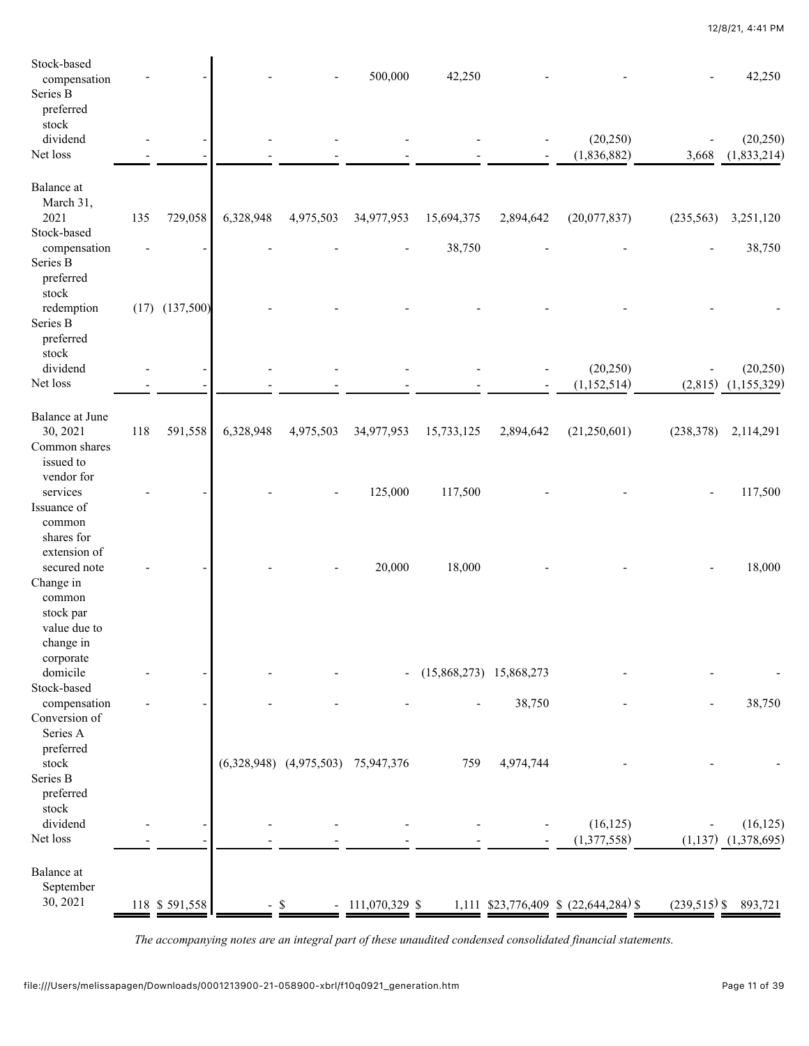| | | | | | | | | | | |
|---|---|---|---|---|---|---|---|---|---|---|
| Stock-based compensation | - | - | - | - | 500,000 | 42,250 | - | - | - | 42,250 |
| Series B preferred stock dividend | - | - | - | - | - | - | - | (20,250) | - | (20,250) |
| Net loss | - | - | - | - | - | - | - | (1,836,882) | 3,668 | (1,833,214) |
| Balance at March 31, 2021 | 135 | 729,058 | 6,328,948 | 4,975,503 | 34,977,953 | 15,694,375 | 2,894,642 | (20,077,837) | (235,563) | 3,251,120 |
| Stock-based compensation | - | - | - | - | - | 38,750 | - | - | - | 38,750 |
| Series B preferred stock redemption | (17) | (137,500) | - | - | - | - | - | - | - | - |
| Series B preferred stock dividend | - | - | - | - | - | - | - | (20,250) | - | (20,250) |
| Net loss | - | - | - | - | - | - | - | (1,152,514) | (2,815) | (1,155,329) |
| Balance at June 30, 2021 | 118 | 591,558 | 6,328,948 | 4,975,503 | 34,977,953 | 15,733,125 | 2,894,642 | (21,250,601) | (238,378) | 2,114,291 |
| Common shares issued to vendor for services | - | - | - | - | 125,000 | 117,500 | - | - | - | 117,500 |
| Issuance of common shares for extension of secured note | - | - | - | - | 20,000 | 18,000 | - | - | - | 18,000 |
| Change in common stock par value due to change in corporate domicile | - | - | - | - | - | (15,868,273) | 15,868,273 | - | - | - |
| Stock-based compensation | - | - | - | - | - | - | 38,750 | - | - | 38,750 |
| Conversion of Series A preferred stock | | | (6,328,948) | (4,975,503) | 75,947,376 | 759 | 4,974,744 | - | - | - |
| Series B preferred stock dividend | - | - | - | - | - | - | - | (16,125) | - | (16,125) |
| Net loss | - | - | - | - | - | - | - | (1,377,558) | (1,137) | (1,378,695) |
| Balance at September 30, 2021 | 118 | $ 591,558 | - | $ - | 111,070,329 | $ 1,111 | $23,776,409 | $ (22,644,284) | $ (239,515) | $ 893,721 |

*The accompanying notes are an integral part of these unaudited condensed consolidated financial statements.*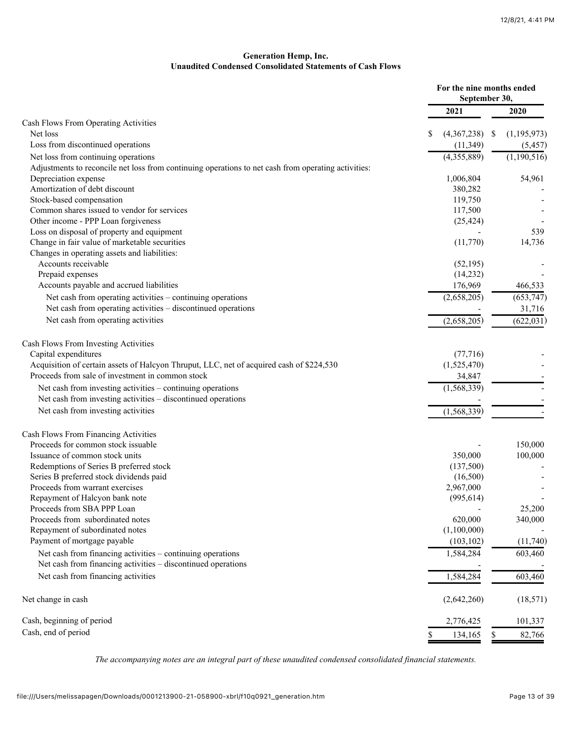**Generation Hemp, Inc.**
**Unaudited Condensed Consolidated Statements of Cash Flows**

| | For the nine months ended September 30, | |
|---|---|---|
| | 2021 | 2020 |
| Cash Flows From Operating Activities | | |
| Net loss | $ (4,367,238) | $ (1,195,973) |
| Loss from discontinued operations | (11,349) | (5,457) |
| Net loss from continuing operations | (4,355,889) | (1,190,516) |
| Adjustments to reconcile net loss from continuing operations to net cash from operating activities: | | |
| Depreciation expense | 1,006,804 | 54,961 |
| Amortization of debt discount | 380,282 | - |
| Stock-based compensation | 119,750 | - |
| Common shares issued to vendor for services | 117,500 | - |
| Other income - PPP Loan forgiveness | (25,424) | - |
| Loss on disposal of property and equipment | - | 539 |
| Change in fair value of marketable securities | (11,770) | 14,736 |
| Changes in operating assets and liabilities: | | |
| Accounts receivable | (52,195) | - |
| Prepaid expenses | (14,232) | - |
| Accounts payable and accrued liabilities | 176,969 | 466,533 |
| Net cash from operating activities – continuing operations | (2,658,205) | (653,747) |
| Net cash from operating activities – discontinued operations | - | 31,716 |
| Net cash from operating activities | (2,658,205) | (622,031) |
| Cash Flows From Investing Activities | | |
| Capital expenditures | (77,716) | - |
| Acquisition of certain assets of Halcyon Thruput, LLC, net of acquired cash of $224,530 | (1,525,470) | - |
| Proceeds from sale of investment in common stock | 34,847 | - |
| Net cash from investing activities – continuing operations | (1,568,339) | - |
| Net cash from investing activities – discontinued operations | - | - |
| Net cash from investing activities | (1,568,339) | - |
| Cash Flows From Financing Activities | | |
| Proceeds for common stock issuable | - | 150,000 |
| Issuance of common stock units | 350,000 | 100,000 |
| Redemptions of Series B preferred stock | (137,500) | - |
| Series B preferred stock dividends paid | (16,500) | - |
| Proceeds from warrant exercises | 2,967,000 | - |
| Repayment of Halcyon bank note | (995,614) | - |
| Proceeds from SBA PPP Loan | - | 25,200 |
| Proceeds from subordinated notes | 620,000 | 340,000 |
| Repayment of subordinated notes | (1,100,000) | - |
| Payment of mortgage payable | (103,102) | (11,740) |
| Net cash from financing activities – continuing operations | 1,584,284 | 603,460 |
| Net cash from financing activities – discontinued operations | - | - |
| Net cash from financing activities | 1,584,284 | 603,460 |
| Net change in cash | (2,642,260) | (18,571) |
| Cash, beginning of period | 2,776,425 | 101,337 |
| Cash, end of period | $ 134,165 | $ 82,766 |

*The accompanying notes are an integral part of these unaudited condensed consolidated financial statements.*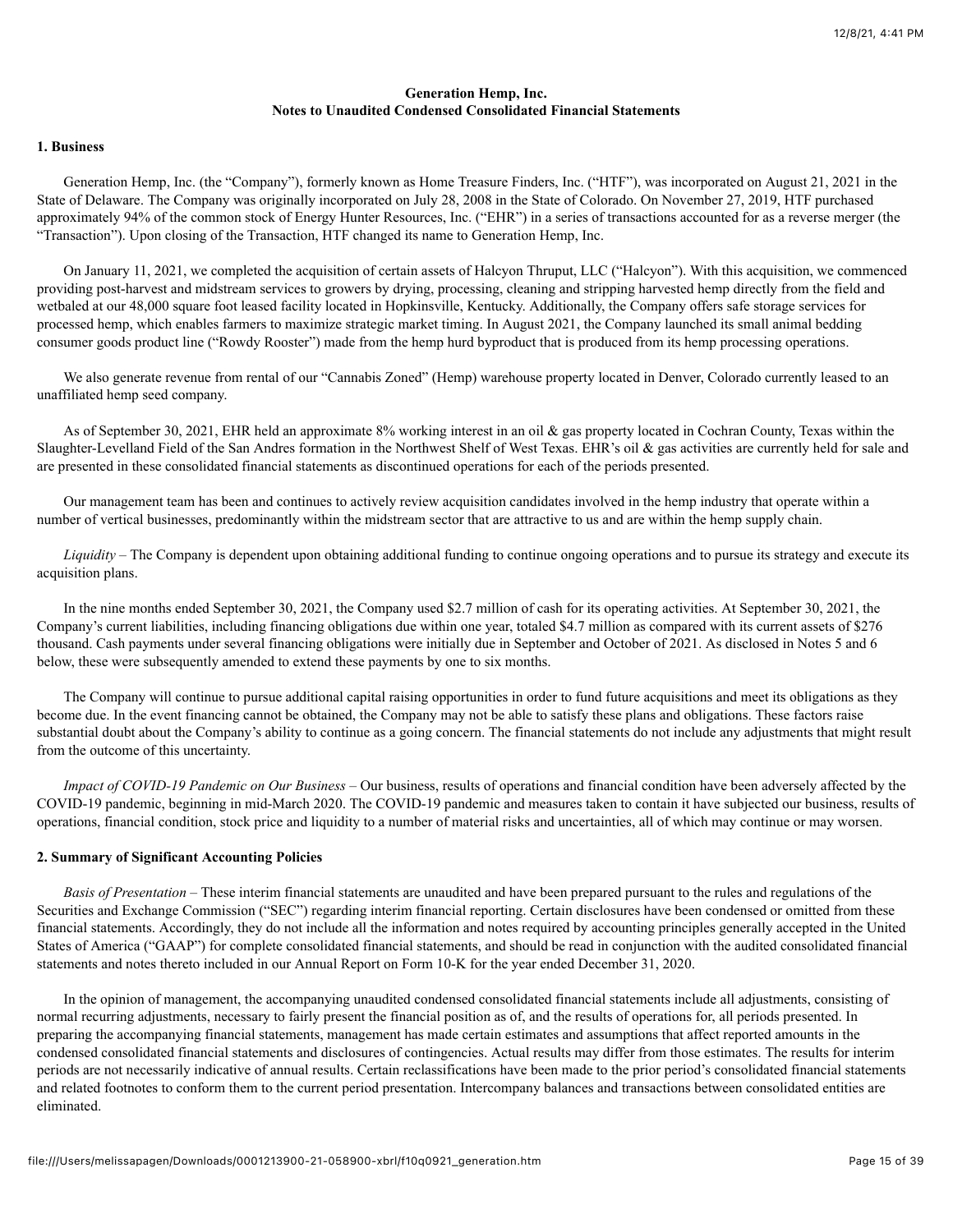**Generation Hemp, Inc.**
**Notes to Unaudited Condensed Consolidated Financial Statements**

**1. Business**

Generation Hemp, Inc. (the "Company"), formerly known as Home Treasure Finders, Inc. ("HTF"), was incorporated on August 21, 2021 in the State of Delaware. The Company was originally incorporated on July 28, 2008 in the State of Colorado. On November 27, 2019, HTF purchased approximately 94% of the common stock of Energy Hunter Resources, Inc. ("EHR") in a series of transactions accounted for as a reverse merger (the "Transaction"). Upon closing of the Transaction, HTF changed its name to Generation Hemp, Inc.

On January 11, 2021, we completed the acquisition of certain assets of Halcyon Thruput, LLC ("Halcyon"). With this acquisition, we commenced providing post-harvest and midstream services to growers by drying, processing, cleaning and stripping harvested hemp directly from the field and wetbaled at our 48,000 square foot leased facility located in Hopkinsville, Kentucky. Additionally, the Company offers safe storage services for processed hemp, which enables farmers to maximize strategic market timing. In August 2021, the Company launched its small animal bedding consumer goods product line ("Rowdy Rooster") made from the hemp hurd byproduct that is produced from its hemp processing operations.

We also generate revenue from rental of our "Cannabis Zoned" (Hemp) warehouse property located in Denver, Colorado currently leased to an unaffiliated hemp seed company.

As of September 30, 2021, EHR held an approximate 8% working interest in an oil & gas property located in Cochran County, Texas within the Slaughter-Levelland Field of the San Andres formation in the Northwest Shelf of West Texas. EHR's oil & gas activities are currently held for sale and are presented in these consolidated financial statements as discontinued operations for each of the periods presented.

Our management team has been and continues to actively review acquisition candidates involved in the hemp industry that operate within a number of vertical businesses, predominantly within the midstream sector that are attractive to us and are within the hemp supply chain.

*Liquidity* – The Company is dependent upon obtaining additional funding to continue ongoing operations and to pursue its strategy and execute its acquisition plans.

In the nine months ended September 30, 2021, the Company used $2.7 million of cash for its operating activities. At September 30, 2021, the Company's current liabilities, including financing obligations due within one year, totaled $4.7 million as compared with its current assets of $276 thousand. Cash payments under several financing obligations were initially due in September and October of 2021. As disclosed in Notes 5 and 6 below, these were subsequently amended to extend these payments by one to six months.

The Company will continue to pursue additional capital raising opportunities in order to fund future acquisitions and meet its obligations as they become due. In the event financing cannot be obtained, the Company may not be able to satisfy these plans and obligations. These factors raise substantial doubt about the Company's ability to continue as a going concern. The financial statements do not include any adjustments that might result from the outcome of this uncertainty.

*Impact of COVID-19 Pandemic on Our Business* – Our business, results of operations and financial condition have been adversely affected by the COVID-19 pandemic, beginning in mid-March 2020. The COVID-19 pandemic and measures taken to contain it have subjected our business, results of operations, financial condition, stock price and liquidity to a number of material risks and uncertainties, all of which may continue or may worsen.

**2. Summary of Significant Accounting Policies**

*Basis of Presentation* – These interim financial statements are unaudited and have been prepared pursuant to the rules and regulations of the Securities and Exchange Commission ("SEC") regarding interim financial reporting. Certain disclosures have been condensed or omitted from these financial statements. Accordingly, they do not include all the information and notes required by accounting principles generally accepted in the United States of America ("GAAP") for complete consolidated financial statements, and should be read in conjunction with the audited consolidated financial statements and notes thereto included in our Annual Report on Form 10-K for the year ended December 31, 2020.

In the opinion of management, the accompanying unaudited condensed consolidated financial statements include all adjustments, consisting of normal recurring adjustments, necessary to fairly present the financial position as of, and the results of operations for, all periods presented. In preparing the accompanying financial statements, management has made certain estimates and assumptions that affect reported amounts in the condensed consolidated financial statements and disclosures of contingencies. Actual results may differ from those estimates. The results for interim periods are not necessarily indicative of annual results. Certain reclassifications have been made to the prior period's consolidated financial statements and related footnotes to conform them to the current period presentation. Intercompany balances and transactions between consolidated entities are eliminated.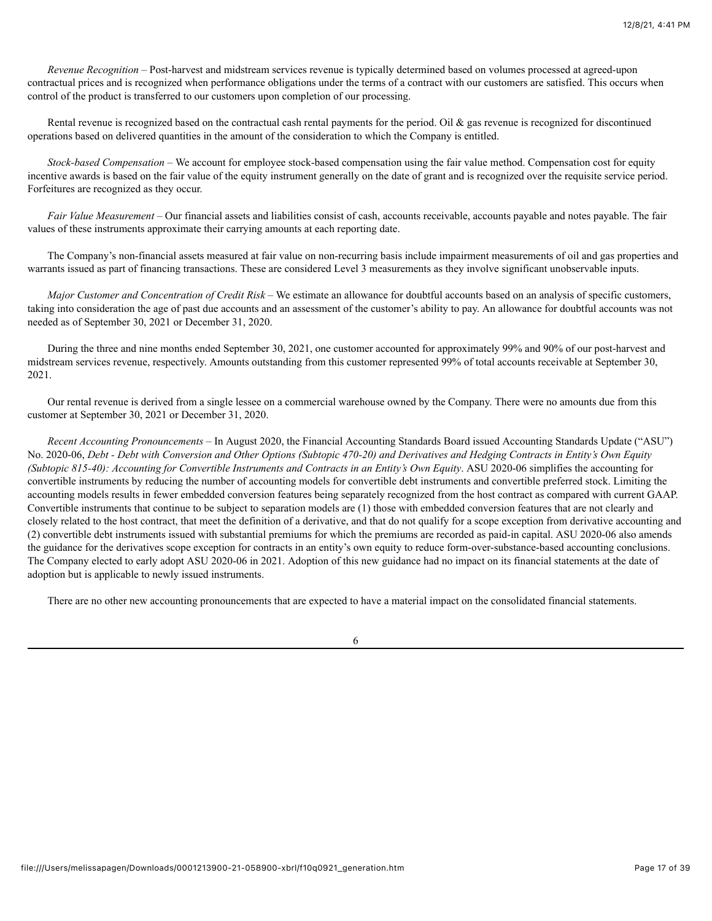*Revenue Recognition* – Post-harvest and midstream services revenue is typically determined based on volumes processed at agreed-upon contractual prices and is recognized when performance obligations under the terms of a contract with our customers are satisfied. This occurs when control of the product is transferred to our customers upon completion of our processing.

Rental revenue is recognized based on the contractual cash rental payments for the period. Oil & gas revenue is recognized for discontinued operations based on delivered quantities in the amount of the consideration to which the Company is entitled.

*Stock-based Compensation* – We account for employee stock-based compensation using the fair value method. Compensation cost for equity incentive awards is based on the fair value of the equity instrument generally on the date of grant and is recognized over the requisite service period. Forfeitures are recognized as they occur.

*Fair Value Measurement* – Our financial assets and liabilities consist of cash, accounts receivable, accounts payable and notes payable. The fair values of these instruments approximate their carrying amounts at each reporting date.

The Company's non-financial assets measured at fair value on non-recurring basis include impairment measurements of oil and gas properties and warrants issued as part of financing transactions. These are considered Level 3 measurements as they involve significant unobservable inputs.

*Major Customer and Concentration of Credit Risk* – We estimate an allowance for doubtful accounts based on an analysis of specific customers, taking into consideration the age of past due accounts and an assessment of the customer's ability to pay. An allowance for doubtful accounts was not needed as of September 30, 2021 or December 31, 2020.

During the three and nine months ended September 30, 2021, one customer accounted for approximately 99% and 90% of our post-harvest and midstream services revenue, respectively. Amounts outstanding from this customer represented 99% of total accounts receivable at September 30, 2021.

Our rental revenue is derived from a single lessee on a commercial warehouse owned by the Company. There were no amounts due from this customer at September 30, 2021 or December 31, 2020.

*Recent Accounting Pronouncements* – In August 2020, the Financial Accounting Standards Board issued Accounting Standards Update ("ASU") No. 2020-06, *Debt - Debt with Conversion and Other Options (Subtopic 470-20) and Derivatives and Hedging Contracts in Entity's Own Equity (Subtopic 815-40): Accounting for Convertible Instruments and Contracts in an Entity's Own Equity*. ASU 2020-06 simplifies the accounting for convertible instruments by reducing the number of accounting models for convertible debt instruments and convertible preferred stock. Limiting the accounting models results in fewer embedded conversion features being separately recognized from the host contract as compared with current GAAP. Convertible instruments that continue to be subject to separation models are (1) those with embedded conversion features that are not clearly and closely related to the host contract, that meet the definition of a derivative, and that do not qualify for a scope exception from derivative accounting and (2) convertible debt instruments issued with substantial premiums for which the premiums are recorded as paid-in capital. ASU 2020-06 also amends the guidance for the derivatives scope exception for contracts in an entity's own equity to reduce form-over-substance-based accounting conclusions. The Company elected to early adopt ASU 2020-06 in 2021. Adoption of this new guidance had no impact on its financial statements at the date of adoption but is applicable to newly issued instruments.

There are no other new accounting pronouncements that are expected to have a material impact on the consolidated financial statements.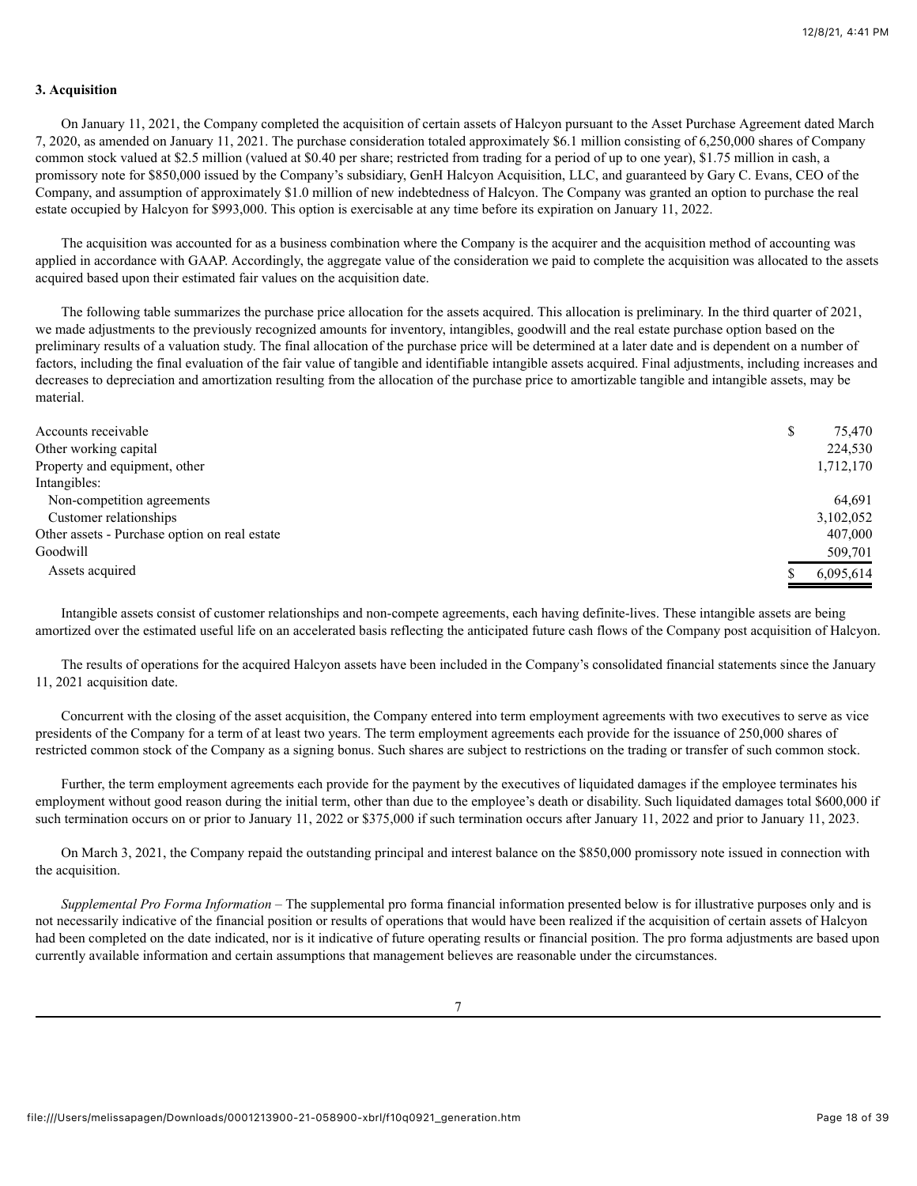### 3. Acquisition

On January 11, 2021, the Company completed the acquisition of certain assets of Halcyon pursuant to the Asset Purchase Agreement dated March 7, 2020, as amended on January 11, 2021. The purchase consideration totaled approximately $6.1 million consisting of 6,250,000 shares of Company common stock valued at $2.5 million (valued at $0.40 per share; restricted from trading for a period of up to one year), $1.75 million in cash, a promissory note for $850,000 issued by the Company's subsidiary, GenH Halcyon Acquisition, LLC, and guaranteed by Gary C. Evans, CEO of the Company, and assumption of approximately $1.0 million of new indebtedness of Halcyon. The Company was granted an option to purchase the real estate occupied by Halcyon for $993,000. This option is exercisable at any time before its expiration on January 11, 2022.

The acquisition was accounted for as a business combination where the Company is the acquirer and the acquisition method of accounting was applied in accordance with GAAP. Accordingly, the aggregate value of the consideration we paid to complete the acquisition was allocated to the assets acquired based upon their estimated fair values on the acquisition date.

The following table summarizes the purchase price allocation for the assets acquired. This allocation is preliminary. In the third quarter of 2021, we made adjustments to the previously recognized amounts for inventory, intangibles, goodwill and the real estate purchase option based on the preliminary results of a valuation study. The final allocation of the purchase price will be determined at a later date and is dependent on a number of factors, including the final evaluation of the fair value of tangible and identifiable intangible assets acquired. Final adjustments, including increases and decreases to depreciation and amortization resulting from the allocation of the purchase price to amortizable tangible and intangible assets, may be material.

| | |
|---|---|
| Accounts receivable | $ 75,470 |
| Other working capital | 224,530 |
| Property and equipment, other | 1,712,170 |
| Intangibles: | |
| Non-competition agreements | 64,691 |
| Customer relationships | 3,102,052 |
| Other assets - Purchase option on real estate | 407,000 |
| Goodwill | 509,701 |
| Assets acquired | $ 6,095,614 |

Intangible assets consist of customer relationships and non-compete agreements, each having definite-lives. These intangible assets are being amortized over the estimated useful life on an accelerated basis reflecting the anticipated future cash flows of the Company post acquisition of Halcyon.

The results of operations for the acquired Halcyon assets have been included in the Company's consolidated financial statements since the January 11, 2021 acquisition date.

Concurrent with the closing of the asset acquisition, the Company entered into term employment agreements with two executives to serve as vice presidents of the Company for a term of at least two years. The term employment agreements each provide for the issuance of 250,000 shares of restricted common stock of the Company as a signing bonus. Such shares are subject to restrictions on the trading or transfer of such common stock.

Further, the term employment agreements each provide for the payment by the executives of liquidated damages if the employee terminates his employment without good reason during the initial term, other than due to the employee's death or disability. Such liquidated damages total $600,000 if such termination occurs on or prior to January 11, 2022 or $375,000 if such termination occurs after January 11, 2022 and prior to January 11, 2023.

On March 3, 2021, the Company repaid the outstanding principal and interest balance on the $850,000 promissory note issued in connection with the acquisition.

*Supplemental Pro Forma Information* – The supplemental pro forma financial information presented below is for illustrative purposes only and is not necessarily indicative of the financial position or results of operations that would have been realized if the acquisition of certain assets of Halcyon had been completed on the date indicated, nor is it indicative of future operating results or financial position. The pro forma adjustments are based upon currently available information and certain assumptions that management believes are reasonable under the circumstances.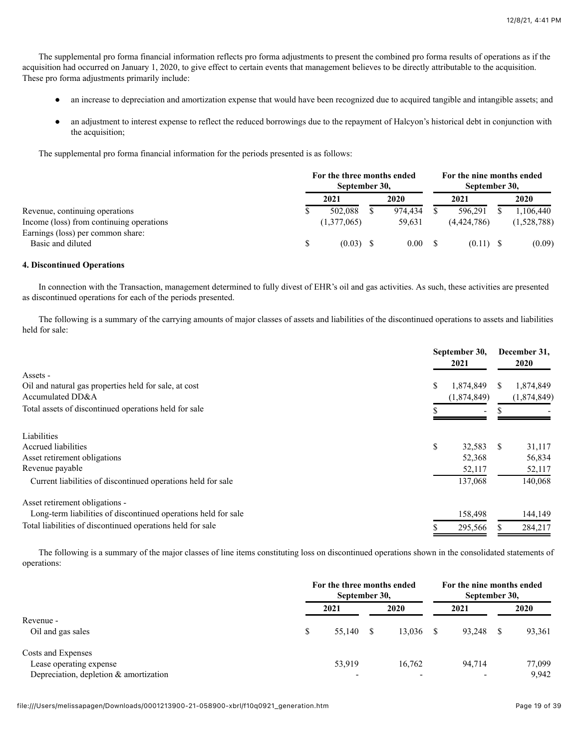The supplemental pro forma financial information reflects pro forma adjustments to present the combined pro forma results of operations as if the acquisition had occurred on January 1, 2020, to give effect to certain events that management believes to be directly attributable to the acquisition. These pro forma adjustments primarily include:

- an increase to depreciation and amortization expense that would have been recognized due to acquired tangible and intangible assets; and
- an adjustment to interest expense to reflect the reduced borrowings due to the repayment of Halcyon's historical debt in conjunction with the acquisition;

The supplemental pro forma financial information for the periods presented is as follows:

| | For the three months ended September 30, | | For the nine months ended September 30, | |
|---|---|---|---|---|
| | 2021 | 2020 | 2021 | 2020 |
| Revenue, continuing operations | $ 502,088 | $ 974,434 | $ 596,291 | $ 1,106,440 |
| Income (loss) from continuing operations | (1,377,065) | 59,631 | (4,424,786) | (1,528,788) |
| Earnings (loss) per common share: | | | | |
| Basic and diluted | $ (0.03) | $ 0.00 | $ (0.11) | $ (0.09) |

**4. Discontinued Operations**

In connection with the Transaction, management determined to fully divest of EHR's oil and gas activities. As such, these activities are presented as discontinued operations for each of the periods presented.

The following is a summary of the carrying amounts of major classes of assets and liabilities of the discontinued operations to assets and liabilities held for sale:

| | September 30, 2021 | December 31, 2020 |
|---|---|---|
| Assets - | | |
| Oil and natural gas properties held for sale, at cost | $ 1,874,849 | $ 1,874,849 |
| Accumulated DD&A | (1,874,849) | (1,874,849) |
| Total assets of discontinued operations held for sale | $ - | $ - |
| | | |
| Liabilities | | |
| Accrued liabilities | $ 32,583 | $ 31,117 |
| Asset retirement obligations | 52,368 | 56,834 |
| Revenue payable | 52,117 | 52,117 |
| Current liabilities of discontinued operations held for sale | 137,068 | 140,068 |
| | | |
| Asset retirement obligations - | | |
| Long-term liabilities of discontinued operations held for sale | 158,498 | 144,149 |
| Total liabilities of discontinued operations held for sale | $ 295,566 | $ 284,217 |

The following is a summary of the major classes of line items constituting loss on discontinued operations shown in the consolidated statements of operations:

| | For the three months ended September 30, | | For the nine months ended September 30, | |
|---|---|---|---|---|
| | 2021 | 2020 | 2021 | 2020 |
| Revenue - | | | | |
| Oil and gas sales | $ 55,140 | $ 13,036 | $ 93,248 | $ 93,361 |
| | | | | |
| Costs and Expenses | | | | |
| Lease operating expense | 53,919 | 16,762 | 94,714 | 77,099 |
| Depreciation, depletion & amortization | - | - | - | 9,942 |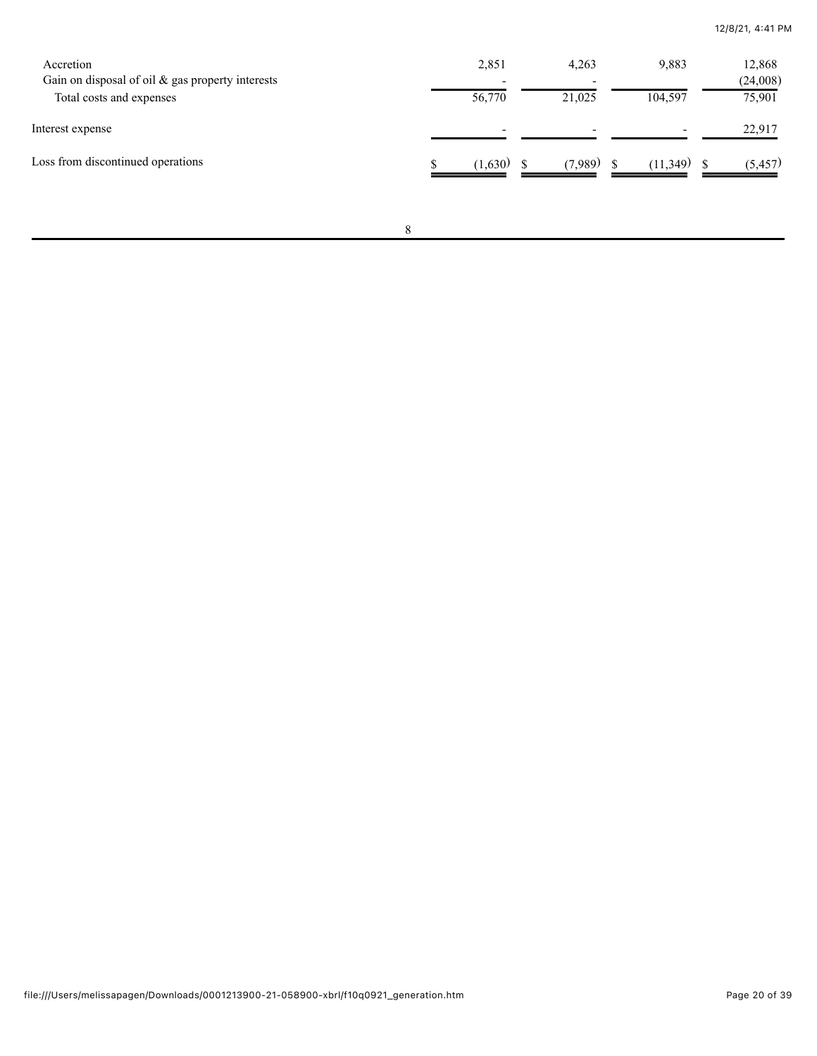| | | | | |
|---|---|---|---|---|
| Accretion | 2,851 | 4,263 | 9,883 | 12,868 |
| Gain on disposal of oil & gas property interests | - | - | - | (24,008) |
| Total costs and expenses | 56,770 | 21,025 | 104,597 | 75,901 |
| Interest expense | - | - | - | 22,917 |
| Loss from discontinued operations | $ (1,630) | $ (7,989) | $ (11,349) | $ (5,457) |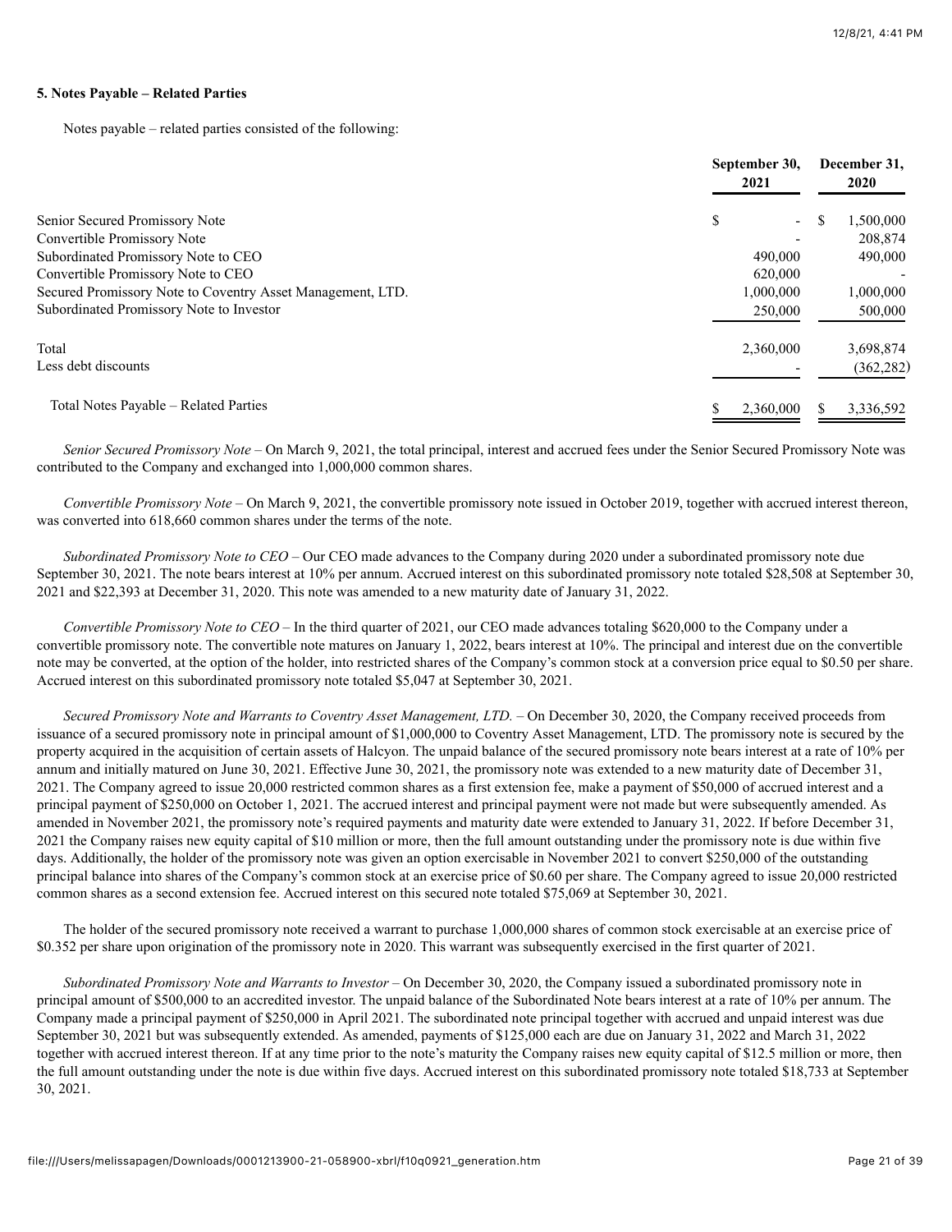**5. Notes Payable – Related Parties**

Notes payable – related parties consisted of the following:

| | September 30, 2021 | December 31, 2020 |
|---|---|---|
| Senior Secured Promissory Note | $ - | $ 1,500,000 |
| Convertible Promissory Note | - | 208,874 |
| Subordinated Promissory Note to CEO | 490,000 | 490,000 |
| Convertible Promissory Note to CEO | 620,000 | - |
| Secured Promissory Note to Coventry Asset Management, LTD. | 1,000,000 | 1,000,000 |
| Subordinated Promissory Note to Investor | 250,000 | 500,000 |
| Total | 2,360,000 | 3,698,874 |
| Less debt discounts | - | (362,282) |
| Total Notes Payable – Related Parties | $ 2,360,000 | $ 3,336,592 |

*Senior Secured Promissory Note* – On March 9, 2021, the total principal, interest and accrued fees under the Senior Secured Promissory Note was contributed to the Company and exchanged into 1,000,000 common shares.

*Convertible Promissory Note* – On March 9, 2021, the convertible promissory note issued in October 2019, together with accrued interest thereon, was converted into 618,660 common shares under the terms of the note.

*Subordinated Promissory Note to CEO* – Our CEO made advances to the Company during 2020 under a subordinated promissory note due September 30, 2021. The note bears interest at 10% per annum. Accrued interest on this subordinated promissory note totaled $28,508 at September 30, 2021 and $22,393 at December 31, 2020. This note was amended to a new maturity date of January 31, 2022.

*Convertible Promissory Note to CEO* – In the third quarter of 2021, our CEO made advances totaling $620,000 to the Company under a convertible promissory note. The convertible note matures on January 1, 2022, bears interest at 10%. The principal and interest due on the convertible note may be converted, at the option of the holder, into restricted shares of the Company's common stock at a conversion price equal to $0.50 per share. Accrued interest on this subordinated promissory note totaled $5,047 at September 30, 2021.

*Secured Promissory Note and Warrants to Coventry Asset Management, LTD.* – On December 30, 2020, the Company received proceeds from issuance of a secured promissory note in principal amount of $1,000,000 to Coventry Asset Management, LTD. The promissory note is secured by the property acquired in the acquisition of certain assets of Halcyon. The unpaid balance of the secured promissory note bears interest at a rate of 10% per annum and initially matured on June 30, 2021. Effective June 30, 2021, the promissory note was extended to a new maturity date of December 31, 2021. The Company agreed to issue 20,000 restricted common shares as a first extension fee, make a payment of $50,000 of accrued interest and a principal payment of $250,000 on October 1, 2021. The accrued interest and principal payment were not made but were subsequently amended. As amended in November 2021, the promissory note's required payments and maturity date were extended to January 31, 2022. If before December 31, 2021 the Company raises new equity capital of $10 million or more, then the full amount outstanding under the promissory note is due within five days. Additionally, the holder of the promissory note was given an option exercisable in November 2021 to convert $250,000 of the outstanding principal balance into shares of the Company's common stock at an exercise price of $0.60 per share. The Company agreed to issue 20,000 restricted common shares as a second extension fee. Accrued interest on this secured note totaled $75,069 at September 30, 2021.

The holder of the secured promissory note received a warrant to purchase 1,000,000 shares of common stock exercisable at an exercise price of $0.352 per share upon origination of the promissory note in 2020. This warrant was subsequently exercised in the first quarter of 2021.

*Subordinated Promissory Note and Warrants to Investor* – On December 30, 2020, the Company issued a subordinated promissory note in principal amount of $500,000 to an accredited investor. The unpaid balance of the Subordinated Note bears interest at a rate of 10% per annum. The Company made a principal payment of $250,000 in April 2021. The subordinated note principal together with accrued and unpaid interest was due September 30, 2021 but was subsequently extended. As amended, payments of $125,000 each are due on January 31, 2022 and March 31, 2022 together with accrued interest thereon. If at any time prior to the note's maturity the Company raises new equity capital of $12.5 million or more, then the full amount outstanding under the note is due within five days. Accrued interest on this subordinated promissory note totaled $18,733 at September 30, 2021.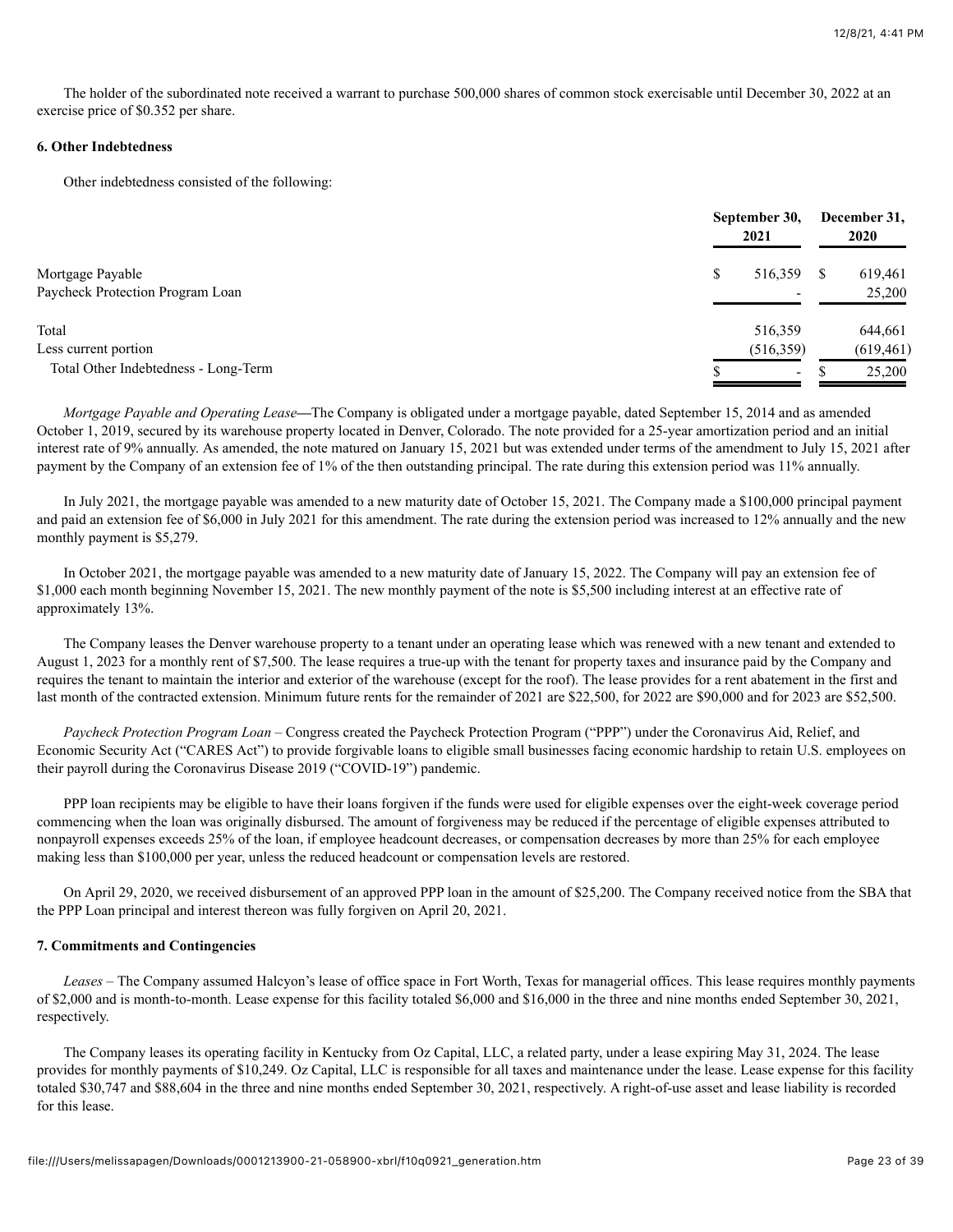The holder of the subordinated note received a warrant to purchase 500,000 shares of common stock exercisable until December 30, 2022 at an exercise price of $0.352 per share.

**6. Other Indebtedness**

Other indebtedness consisted of the following:

| | September 30, 2021 | December 31, 2020 |
|---|---|---|
| Mortgage Payable | $ 516,359 | $ 619,461 |
| Paycheck Protection Program Loan | - | 25,200 |
| Total | 516,359 | 644,661 |
| Less current portion | (516,359) | (619,461) |
| Total Other Indebtedness - Long-Term | $ - | $ 25,200 |

*Mortgage Payable and Operating Lease*—The Company is obligated under a mortgage payable, dated September 15, 2014 and as amended October 1, 2019, secured by its warehouse property located in Denver, Colorado. The note provided for a 25-year amortization period and an initial interest rate of 9% annually. As amended, the note matured on January 15, 2021 but was extended under terms of the amendment to July 15, 2021 after payment by the Company of an extension fee of 1% of the then outstanding principal. The rate during this extension period was 11% annually.

In July 2021, the mortgage payable was amended to a new maturity date of October 15, 2021. The Company made a $100,000 principal payment and paid an extension fee of $6,000 in July 2021 for this amendment. The rate during the extension period was increased to 12% annually and the new monthly payment is $5,279.

In October 2021, the mortgage payable was amended to a new maturity date of January 15, 2022. The Company will pay an extension fee of $1,000 each month beginning November 15, 2021. The new monthly payment of the note is $5,500 including interest at an effective rate of approximately 13%.

The Company leases the Denver warehouse property to a tenant under an operating lease which was renewed with a new tenant and extended to August 1, 2023 for a monthly rent of $7,500. The lease requires a true-up with the tenant for property taxes and insurance paid by the Company and requires the tenant to maintain the interior and exterior of the warehouse (except for the roof). The lease provides for a rent abatement in the first and last month of the contracted extension. Minimum future rents for the remainder of 2021 are $22,500, for 2022 are $90,000 and for 2023 are $52,500.

*Paycheck Protection Program Loan* – Congress created the Paycheck Protection Program ("PPP") under the Coronavirus Aid, Relief, and Economic Security Act ("CARES Act") to provide forgivable loans to eligible small businesses facing economic hardship to retain U.S. employees on their payroll during the Coronavirus Disease 2019 ("COVID-19") pandemic.

PPP loan recipients may be eligible to have their loans forgiven if the funds were used for eligible expenses over the eight-week coverage period commencing when the loan was originally disbursed. The amount of forgiveness may be reduced if the percentage of eligible expenses attributed to nonpayroll expenses exceeds 25% of the loan, if employee headcount decreases, or compensation decreases by more than 25% for each employee making less than $100,000 per year, unless the reduced headcount or compensation levels are restored.

On April 29, 2020, we received disbursement of an approved PPP loan in the amount of $25,200. The Company received notice from the SBA that the PPP Loan principal and interest thereon was fully forgiven on April 20, 2021.

**7. Commitments and Contingencies**

*Leases* – The Company assumed Halcyon's lease of office space in Fort Worth, Texas for managerial offices. This lease requires monthly payments of $2,000 and is month-to-month. Lease expense for this facility totaled $6,000 and $16,000 in the three and nine months ended September 30, 2021, respectively.

The Company leases its operating facility in Kentucky from Oz Capital, LLC, a related party, under a lease expiring May 31, 2024. The lease provides for monthly payments of $10,249. Oz Capital, LLC is responsible for all taxes and maintenance under the lease. Lease expense for this facility totaled $30,747 and $88,604 in the three and nine months ended September 30, 2021, respectively. A right-of-use asset and lease liability is recorded for this lease.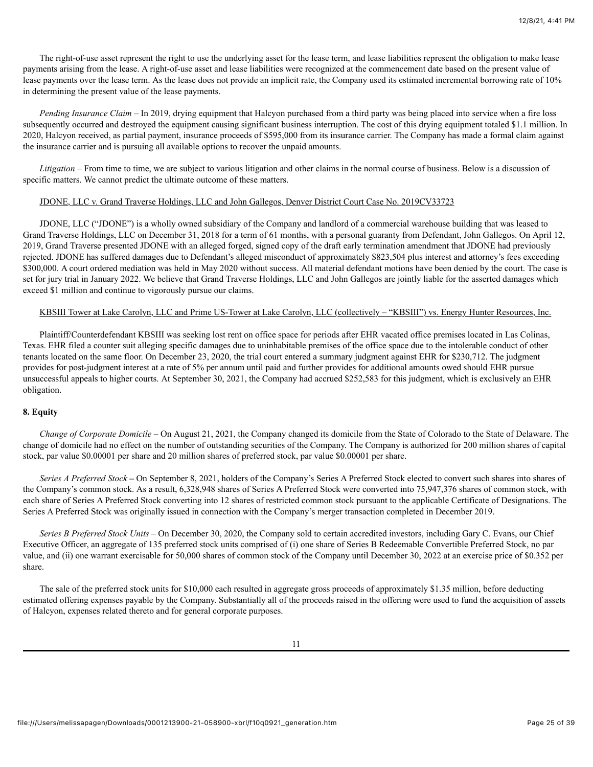The right-of-use asset represent the right to use the underlying asset for the lease term, and lease liabilities represent the obligation to make lease payments arising from the lease. A right-of-use asset and lease liabilities were recognized at the commencement date based on the present value of lease payments over the lease term. As the lease does not provide an implicit rate, the Company used its estimated incremental borrowing rate of 10% in determining the present value of the lease payments.

*Pending Insurance Claim* – In 2019, drying equipment that Halcyon purchased from a third party was being placed into service when a fire loss subsequently occurred and destroyed the equipment causing significant business interruption. The cost of this drying equipment totaled $1.1 million. In 2020, Halcyon received, as partial payment, insurance proceeds of $595,000 from its insurance carrier. The Company has made a formal claim against the insurance carrier and is pursuing all available options to recover the unpaid amounts.

*Litigation* – From time to time, we are subject to various litigation and other claims in the normal course of business. Below is a discussion of specific matters. We cannot predict the ultimate outcome of these matters.

<u>JDONE, LLC v. Grand Traverse Holdings, LLC and John Gallegos, Denver District Court Case No. 2019CV33723</u>

JDONE, LLC ("JDONE") is a wholly owned subsidiary of the Company and landlord of a commercial warehouse building that was leased to Grand Traverse Holdings, LLC on December 31, 2018 for a term of 61 months, with a personal guaranty from Defendant, John Gallegos. On April 12, 2019, Grand Traverse presented JDONE with an alleged forged, signed copy of the draft early termination amendment that JDONE had previously rejected. JDONE has suffered damages due to Defendant's alleged misconduct of approximately $823,504 plus interest and attorney's fees exceeding $300,000. A court ordered mediation was held in May 2020 without success. All material defendant motions have been denied by the court. The case is set for jury trial in January 2022. We believe that Grand Traverse Holdings, LLC and John Gallegos are jointly liable for the asserted damages which exceed $1 million and continue to vigorously pursue our claims.

<u>KBSIII Tower at Lake Carolyn, LLC and Prime US-Tower at Lake Carolyn, LLC (collectively – "KBSIII") vs. Energy Hunter Resources, Inc.</u>

Plaintiff/Counterdefendant KBSIII was seeking lost rent on office space for periods after EHR vacated office premises located in Las Colinas, Texas. EHR filed a counter suit alleging specific damages due to uninhabitable premises of the office space due to the intolerable conduct of other tenants located on the same floor. On December 23, 2020, the trial court entered a summary judgment against EHR for $230,712. The judgment provides for post-judgment interest at a rate of 5% per annum until paid and further provides for additional amounts owed should EHR pursue unsuccessful appeals to higher courts. At September 30, 2021, the Company had accrued $252,583 for this judgment, which is exclusively an EHR obligation.

**8. Equity**

*Change of Corporate Domicile* – On August 21, 2021, the Company changed its domicile from the State of Colorado to the State of Delaware. The change of domicile had no effect on the number of outstanding securities of the Company. The Company is authorized for 200 million shares of capital stock, par value $0.00001 per share and 20 million shares of preferred stock, par value $0.00001 per share.

*Series A Preferred Stock* **–** On September 8, 2021, holders of the Company's Series A Preferred Stock elected to convert such shares into shares of the Company's common stock. As a result, 6,328,948 shares of Series A Preferred Stock were converted into 75,947,376 shares of common stock, with each share of Series A Preferred Stock converting into 12 shares of restricted common stock pursuant to the applicable Certificate of Designations. The Series A Preferred Stock was originally issued in connection with the Company's merger transaction completed in December 2019.

*Series B Preferred Stock Units* – On December 30, 2020, the Company sold to certain accredited investors, including Gary C. Evans, our Chief Executive Officer, an aggregate of 135 preferred stock units comprised of (i) one share of Series B Redeemable Convertible Preferred Stock, no par value, and (ii) one warrant exercisable for 50,000 shares of common stock of the Company until December 30, 2022 at an exercise price of $0.352 per share.

The sale of the preferred stock units for $10,000 each resulted in aggregate gross proceeds of approximately $1.35 million, before deducting estimated offering expenses payable by the Company. Substantially all of the proceeds raised in the offering were used to fund the acquisition of assets of Halcyon, expenses related thereto and for general corporate purposes.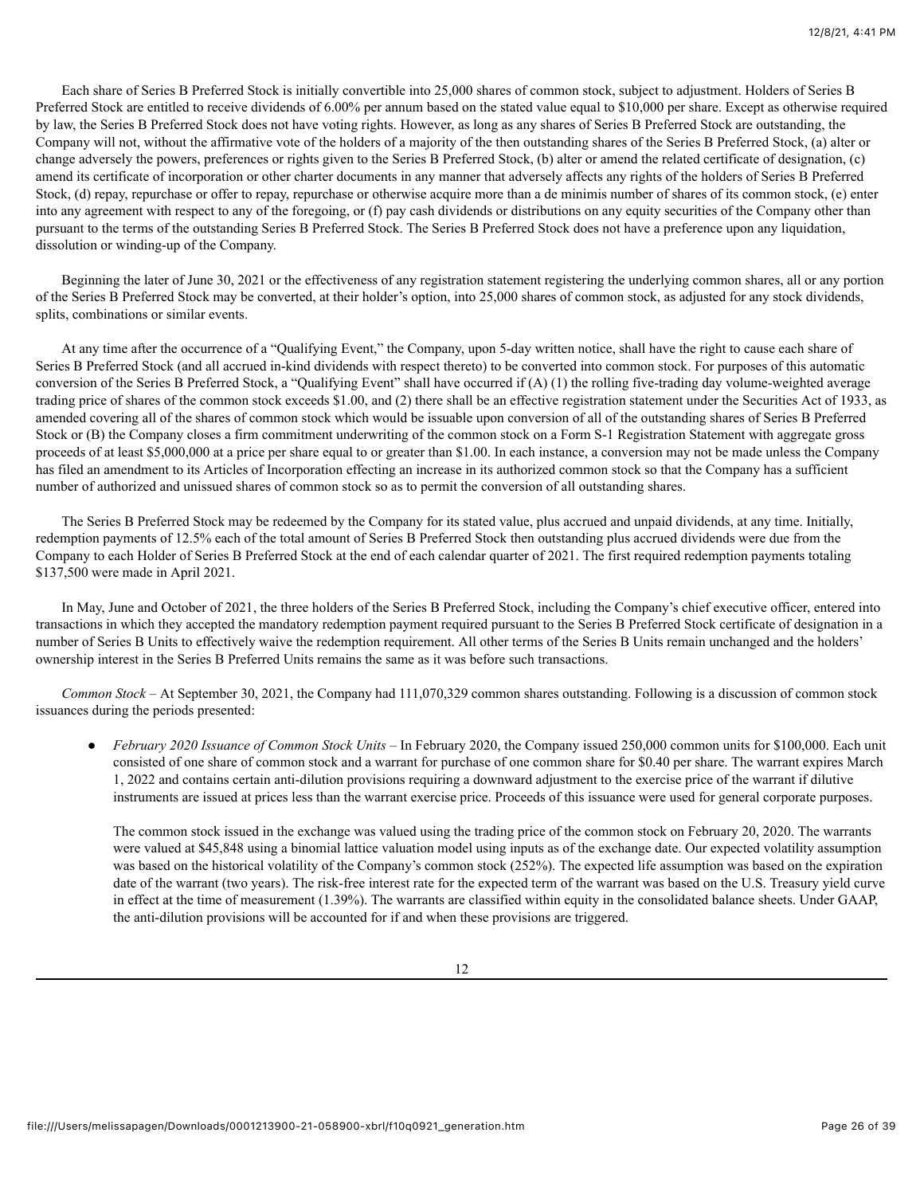Each share of Series B Preferred Stock is initially convertible into 25,000 shares of common stock, subject to adjustment. Holders of Series B Preferred Stock are entitled to receive dividends of 6.00% per annum based on the stated value equal to $10,000 per share. Except as otherwise required by law, the Series B Preferred Stock does not have voting rights. However, as long as any shares of Series B Preferred Stock are outstanding, the Company will not, without the affirmative vote of the holders of a majority of the then outstanding shares of the Series B Preferred Stock, (a) alter or change adversely the powers, preferences or rights given to the Series B Preferred Stock, (b) alter or amend the related certificate of designation, (c) amend its certificate of incorporation or other charter documents in any manner that adversely affects any rights of the holders of Series B Preferred Stock, (d) repay, repurchase or offer to repay, repurchase or otherwise acquire more than a de minimis number of shares of its common stock, (e) enter into any agreement with respect to any of the foregoing, or (f) pay cash dividends or distributions on any equity securities of the Company other than pursuant to the terms of the outstanding Series B Preferred Stock. The Series B Preferred Stock does not have a preference upon any liquidation, dissolution or winding-up of the Company.

Beginning the later of June 30, 2021 or the effectiveness of any registration statement registering the underlying common shares, all or any portion of the Series B Preferred Stock may be converted, at their holder's option, into 25,000 shares of common stock, as adjusted for any stock dividends, splits, combinations or similar events.

At any time after the occurrence of a "Qualifying Event," the Company, upon 5-day written notice, shall have the right to cause each share of Series B Preferred Stock (and all accrued in-kind dividends with respect thereto) to be converted into common stock. For purposes of this automatic conversion of the Series B Preferred Stock, a "Qualifying Event" shall have occurred if (A) (1) the rolling five-trading day volume-weighted average trading price of shares of the common stock exceeds $1.00, and (2) there shall be an effective registration statement under the Securities Act of 1933, as amended covering all of the shares of common stock which would be issuable upon conversion of all of the outstanding shares of Series B Preferred Stock or (B) the Company closes a firm commitment underwriting of the common stock on a Form S-1 Registration Statement with aggregate gross proceeds of at least $5,000,000 at a price per share equal to or greater than $1.00. In each instance, a conversion may not be made unless the Company has filed an amendment to its Articles of Incorporation effecting an increase in its authorized common stock so that the Company has a sufficient number of authorized and unissued shares of common stock so as to permit the conversion of all outstanding shares.

The Series B Preferred Stock may be redeemed by the Company for its stated value, plus accrued and unpaid dividends, at any time. Initially, redemption payments of 12.5% each of the total amount of Series B Preferred Stock then outstanding plus accrued dividends were due from the Company to each Holder of Series B Preferred Stock at the end of each calendar quarter of 2021. The first required redemption payments totaling $137,500 were made in April 2021.

In May, June and October of 2021, the three holders of the Series B Preferred Stock, including the Company's chief executive officer, entered into transactions in which they accepted the mandatory redemption payment required pursuant to the Series B Preferred Stock certificate of designation in a number of Series B Units to effectively waive the redemption requirement. All other terms of the Series B Units remain unchanged and the holders' ownership interest in the Series B Preferred Units remains the same as it was before such transactions.

*Common Stock* – At September 30, 2021, the Company had 111,070,329 common shares outstanding. Following is a discussion of common stock issuances during the periods presented:

- *February 2020 Issuance of Common Stock Units* – In February 2020, the Company issued 250,000 common units for $100,000. Each unit consisted of one share of common stock and a warrant for purchase of one common share for $0.40 per share. The warrant expires March 1, 2022 and contains certain anti-dilution provisions requiring a downward adjustment to the exercise price of the warrant if dilutive instruments are issued at prices less than the warrant exercise price. Proceeds of this issuance were used for general corporate purposes.

  The common stock issued in the exchange was valued using the trading price of the common stock on February 20, 2020. The warrants were valued at $45,848 using a binomial lattice valuation model using inputs as of the exchange date. Our expected volatility assumption was based on the historical volatility of the Company's common stock (252%). The expected life assumption was based on the expiration date of the warrant (two years). The risk-free interest rate for the expected term of the warrant was based on the U.S. Treasury yield curve in effect at the time of measurement (1.39%). The warrants are classified within equity in the consolidated balance sheets. Under GAAP, the anti-dilution provisions will be accounted for if and when these provisions are triggered.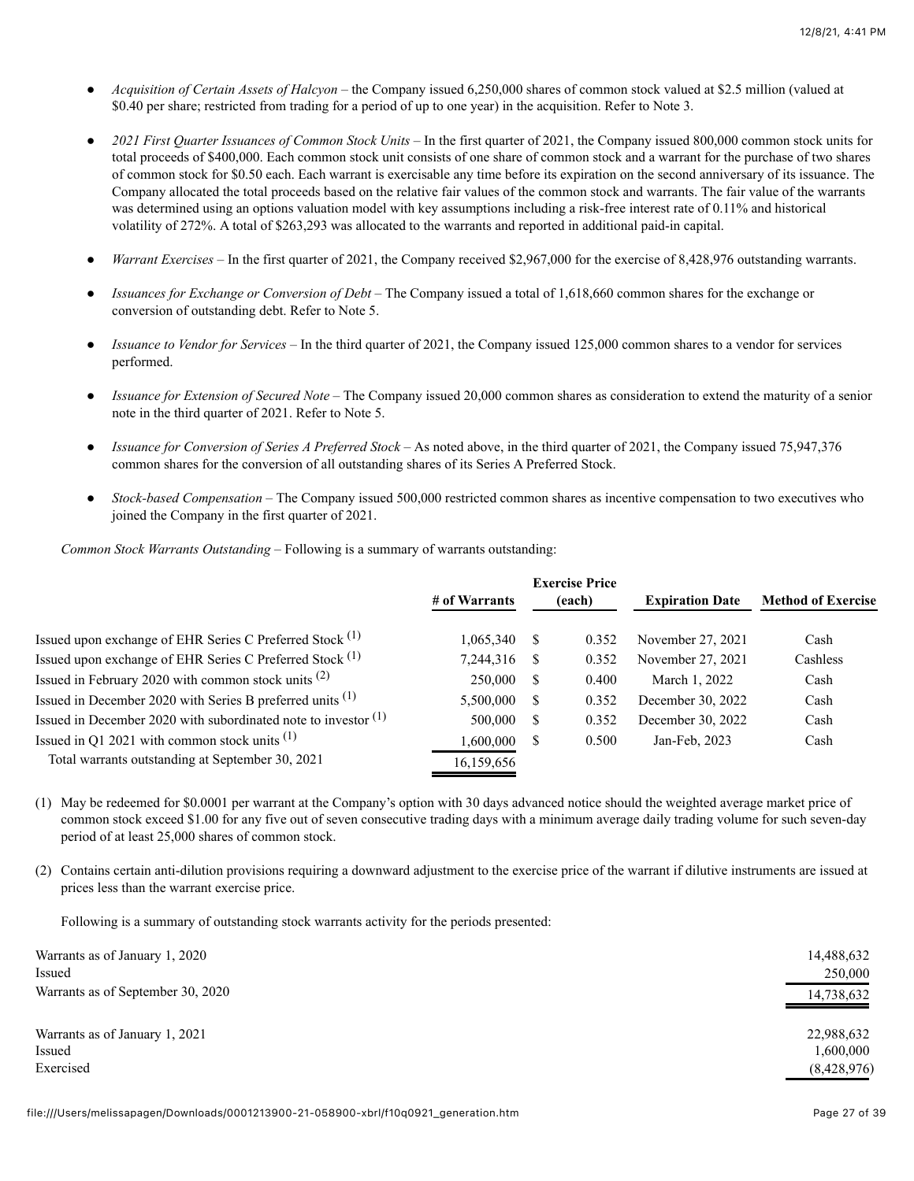- *Acquisition of Certain Assets of Halcyon* – the Company issued 6,250,000 shares of common stock valued at $2.5 million (valued at $0.40 per share; restricted from trading for a period of up to one year) in the acquisition. Refer to Note 3.
- *2021 First Quarter Issuances of Common Stock Units* – In the first quarter of 2021, the Company issued 800,000 common stock units for total proceeds of $400,000. Each common stock unit consists of one share of common stock and a warrant for the purchase of two shares of common stock for $0.50 each. Each warrant is exercisable any time before its expiration on the second anniversary of its issuance. The Company allocated the total proceeds based on the relative fair values of the common stock and warrants. The fair value of the warrants was determined using an options valuation model with key assumptions including a risk-free interest rate of 0.11% and historical volatility of 272%. A total of $263,293 was allocated to the warrants and reported in additional paid-in capital.
- *Warrant Exercises* – In the first quarter of 2021, the Company received $2,967,000 for the exercise of 8,428,976 outstanding warrants.
- *Issuances for Exchange or Conversion of Debt* – The Company issued a total of 1,618,660 common shares for the exchange or conversion of outstanding debt. Refer to Note 5.
- *Issuance to Vendor for Services* – In the third quarter of 2021, the Company issued 125,000 common shares to a vendor for services performed.
- *Issuance for Extension of Secured Note* – The Company issued 20,000 common shares as consideration to extend the maturity of a senior note in the third quarter of 2021. Refer to Note 5.
- *Issuance for Conversion of Series A Preferred Stock* – As noted above, in the third quarter of 2021, the Company issued 75,947,376 common shares for the conversion of all outstanding shares of its Series A Preferred Stock.
- *Stock-based Compensation* – The Company issued 500,000 restricted common shares as incentive compensation to two executives who joined the Company in the first quarter of 2021.

*Common Stock Warrants Outstanding* – Following is a summary of warrants outstanding:

| | # of Warrants | Exercise Price (each) | Expiration Date | Method of Exercise |
|---|---|---|---|---|
| Issued upon exchange of EHR Series C Preferred Stock (1) | 1,065,340 | $ 0.352 | November 27, 2021 | Cash |
| Issued upon exchange of EHR Series C Preferred Stock (1) | 7,244,316 | $ 0.352 | November 27, 2021 | Cashless |
| Issued in February 2020 with common stock units (2) | 250,000 | $ 0.400 | March 1, 2022 | Cash |
| Issued in December 2020 with Series B preferred units (1) | 5,500,000 | $ 0.352 | December 30, 2022 | Cash |
| Issued in December 2020 with subordinated note to investor (1) | 500,000 | $ 0.352 | December 30, 2022 | Cash |
| Issued in Q1 2021 with common stock units (1) | 1,600,000 | $ 0.500 | Jan-Feb, 2023 | Cash |
| Total warrants outstanding at September 30, 2021 | 16,159,656 | | | |

(1) May be redeemed for $0.0001 per warrant at the Company's option with 30 days advanced notice should the weighted average market price of common stock exceed $1.00 for any five out of seven consecutive trading days with a minimum average daily trading volume for such seven-day period of at least 25,000 shares of common stock.

(2) Contains certain anti-dilution provisions requiring a downward adjustment to the exercise price of the warrant if dilutive instruments are issued at prices less than the warrant exercise price.

Following is a summary of outstanding stock warrants activity for the periods presented:

| | |
|---|---|
| Warrants as of January 1, 2020 | 14,488,632 |
| Issued | 250,000 |
| Warrants as of September 30, 2020 | 14,738,632 |
| | |
| Warrants as of January 1, 2021 | 22,988,632 |
| Issued | 1,600,000 |
| Exercised | (8,428,976) |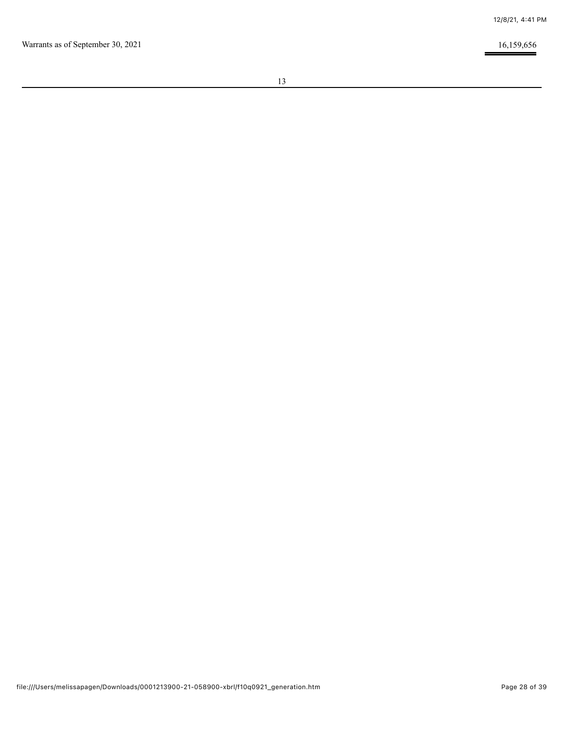| | |
|---|---|
| Warrants as of September 30, 2021 | 16,159,656 |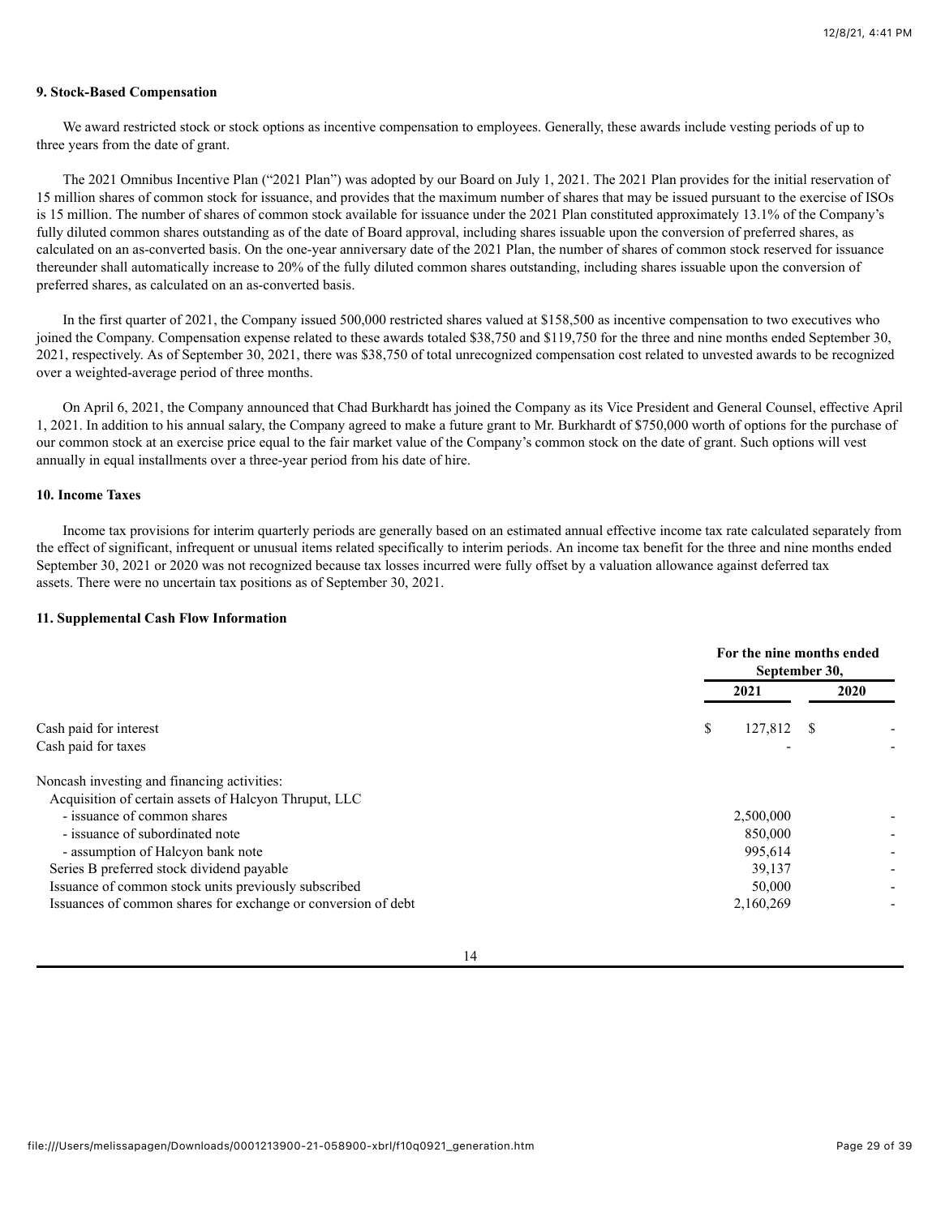**9. Stock-Based Compensation**

We award restricted stock or stock options as incentive compensation to employees. Generally, these awards include vesting periods of up to three years from the date of grant.

The 2021 Omnibus Incentive Plan ("2021 Plan") was adopted by our Board on July 1, 2021. The 2021 Plan provides for the initial reservation of 15 million shares of common stock for issuance, and provides that the maximum number of shares that may be issued pursuant to the exercise of ISOs is 15 million. The number of shares of common stock available for issuance under the 2021 Plan constituted approximately 13.1% of the Company's fully diluted common shares outstanding as of the date of Board approval, including shares issuable upon the conversion of preferred shares, as calculated on an as-converted basis. On the one-year anniversary date of the 2021 Plan, the number of shares of common stock reserved for issuance thereunder shall automatically increase to 20% of the fully diluted common shares outstanding, including shares issuable upon the conversion of preferred shares, as calculated on an as-converted basis.

In the first quarter of 2021, the Company issued 500,000 restricted shares valued at $158,500 as incentive compensation to two executives who joined the Company. Compensation expense related to these awards totaled $38,750 and $119,750 for the three and nine months ended September 30, 2021, respectively. As of September 30, 2021, there was $38,750 of total unrecognized compensation cost related to unvested awards to be recognized over a weighted-average period of three months.

On April 6, 2021, the Company announced that Chad Burkhardt has joined the Company as its Vice President and General Counsel, effective April 1, 2021. In addition to his annual salary, the Company agreed to make a future grant to Mr. Burkhardt of $750,000 worth of options for the purchase of our common stock at an exercise price equal to the fair market value of the Company's common stock on the date of grant. Such options will vest annually in equal installments over a three-year period from his date of hire.

**10. Income Taxes**

Income tax provisions for interim quarterly periods are generally based on an estimated annual effective income tax rate calculated separately from the effect of significant, infrequent or unusual items related specifically to interim periods. An income tax benefit for the three and nine months ended September 30, 2021 or 2020 was not recognized because tax losses incurred were fully offset by a valuation allowance against deferred tax assets. There were no uncertain tax positions as of September 30, 2021.

**11. Supplemental Cash Flow Information**

| | For the nine months ended September 30, | |
|---|---|---|
| | 2021 | 2020 |
| Cash paid for interest | $ 127,812 | $ - |
| Cash paid for taxes | - | - |
| Noncash investing and financing activities: | | |
| Acquisition of certain assets of Halcyon Thruput, LLC | | |
| - issuance of common shares | 2,500,000 | - |
| - issuance of subordinated note | 850,000 | - |
| - assumption of Halcyon bank note | 995,614 | - |
| Series B preferred stock dividend payable | 39,137 | - |
| Issuance of common stock units previously subscribed | 50,000 | - |
| Issuances of common shares for exchange or conversion of debt | 2,160,269 | - |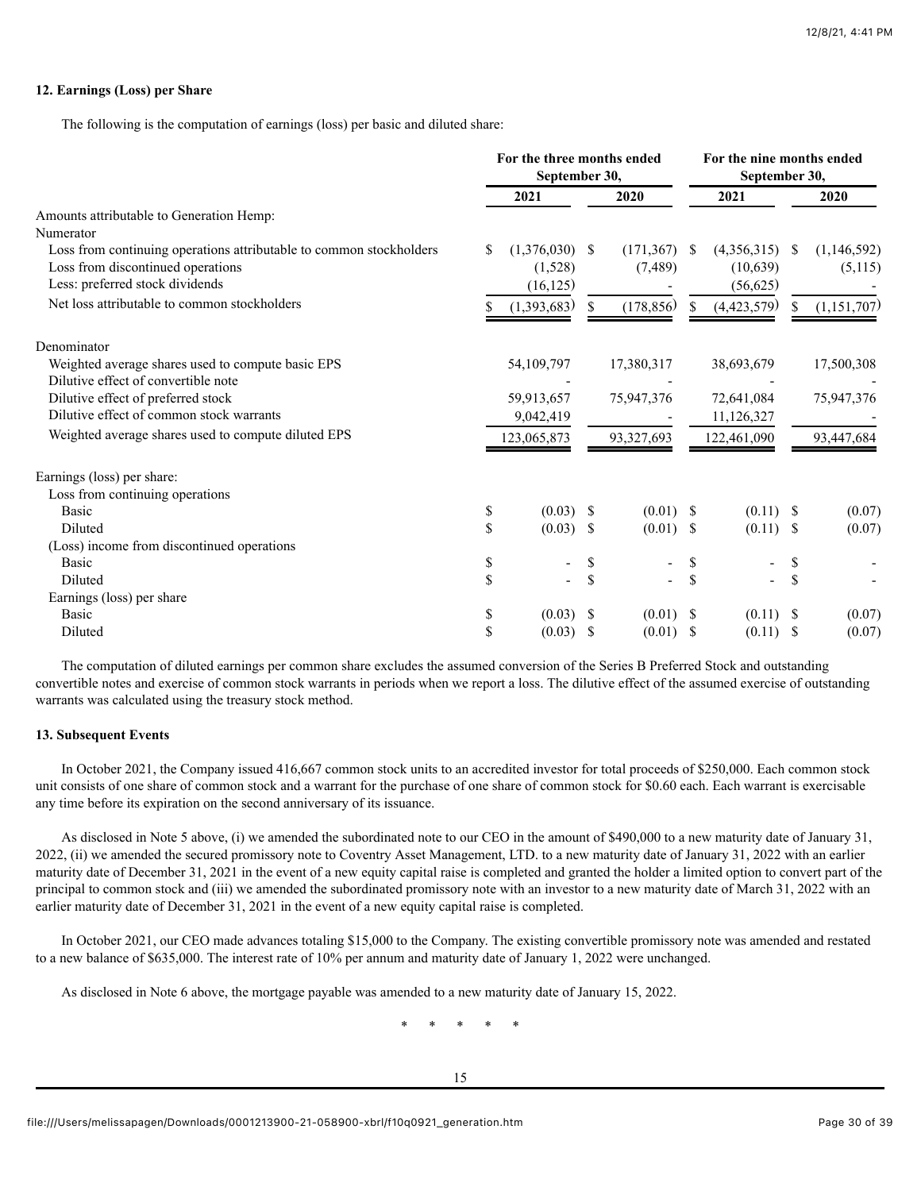**12. Earnings (Loss) per Share**

The following is the computation of earnings (loss) per basic and diluted share:

| | For the three months ended September 30, | | For the nine months ended September 30, | |
|---|---|---|---|---|
| | 2021 | 2020 | 2021 | 2020 |
| Amounts attributable to Generation Hemp: | | | | |
| Numerator | | | | |
| Loss from continuing operations attributable to common stockholders | $ (1,376,030) | $ (171,367) | $ (4,356,315) | $ (1,146,592) |
| Loss from discontinued operations | (1,528) | (7,489) | (10,639) | (5,115) |
| Less: preferred stock dividends | (16,125) | - | (56,625) | - |
| Net loss attributable to common stockholders | $ (1,393,683) | $ (178,856) | $ (4,423,579) | $ (1,151,707) |
| Denominator | | | | |
| Weighted average shares used to compute basic EPS | 54,109,797 | 17,380,317 | 38,693,679 | 17,500,308 |
| Dilutive effect of convertible note | - | - | - | - |
| Dilutive effect of preferred stock | 59,913,657 | 75,947,376 | 72,641,084 | 75,947,376 |
| Dilutive effect of common stock warrants | 9,042,419 | - | 11,126,327 | - |
| Weighted average shares used to compute diluted EPS | 123,065,873 | 93,327,693 | 122,461,090 | 93,447,684 |
| Earnings (loss) per share: | | | | |
| Loss from continuing operations | | | | |
| Basic | $ (0.03) | $ (0.01) | $ (0.11) | $ (0.07) |
| Diluted | $ (0.03) | $ (0.01) | $ (0.11) | $ (0.07) |
| (Loss) income from discontinued operations | | | | |
| Basic | $ - | $ - | $ - | $ - |
| Diluted | $ - | $ - | $ - | $ - |
| Earnings (loss) per share | | | | |
| Basic | $ (0.03) | $ (0.01) | $ (0.11) | $ (0.07) |
| Diluted | $ (0.03) | $ (0.01) | $ (0.11) | $ (0.07) |

The computation of diluted earnings per common share excludes the assumed conversion of the Series B Preferred Stock and outstanding convertible notes and exercise of common stock warrants in periods when we report a loss. The dilutive effect of the assumed exercise of outstanding warrants was calculated using the treasury stock method.

**13. Subsequent Events**

In October 2021, the Company issued 416,667 common stock units to an accredited investor for total proceeds of $250,000. Each common stock unit consists of one share of common stock and a warrant for the purchase of one share of common stock for $0.60 each. Each warrant is exercisable any time before its expiration on the second anniversary of its issuance.

As disclosed in Note 5 above, (i) we amended the subordinated note to our CEO in the amount of $490,000 to a new maturity date of January 31, 2022, (ii) we amended the secured promissory note to Coventry Asset Management, LTD. to a new maturity date of January 31, 2022 with an earlier maturity date of December 31, 2021 in the event of a new equity capital raise is completed and granted the holder a limited option to convert part of the principal to common stock and (iii) we amended the subordinated promissory note with an investor to a new maturity date of March 31, 2022 with an earlier maturity date of December 31, 2021 in the event of a new equity capital raise is completed.

In October 2021, our CEO made advances totaling $15,000 to the Company. The existing convertible promissory note was amended and restated to a new balance of $635,000. The interest rate of 10% per annum and maturity date of January 1, 2022 were unchanged.

As disclosed in Note 6 above, the mortgage payable was amended to a new maturity date of January 15, 2022.

\* \* \* \* \*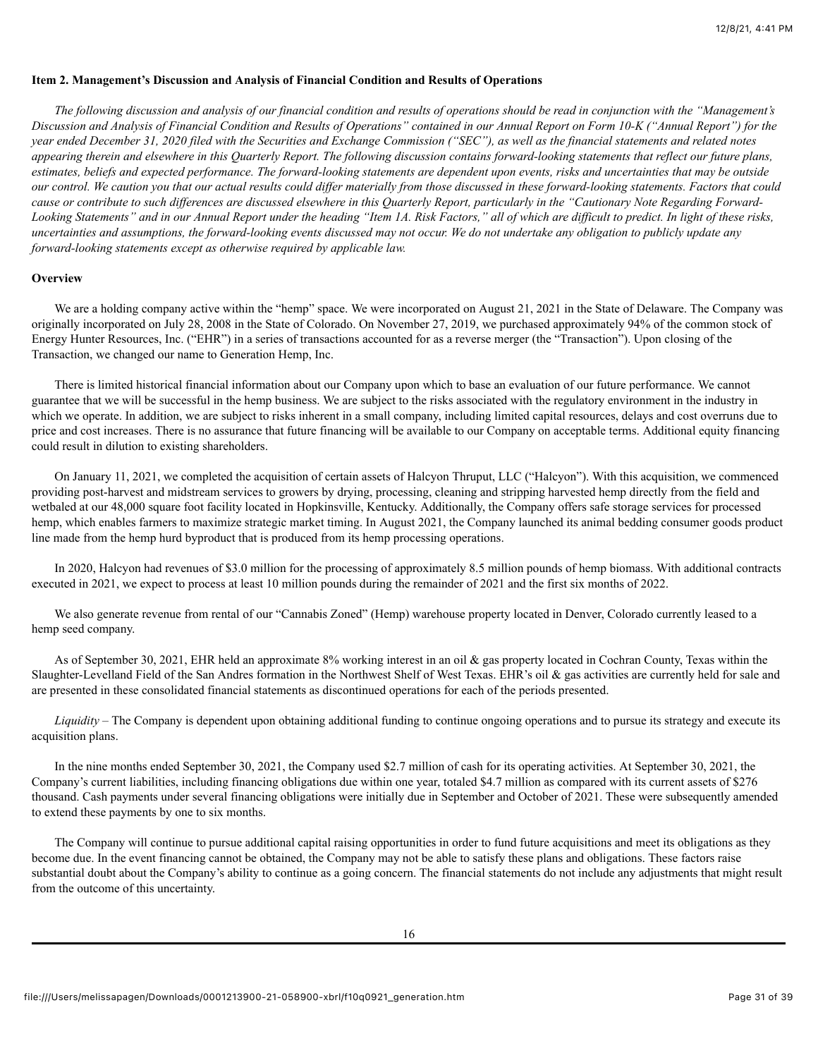**Item 2. Management's Discussion and Analysis of Financial Condition and Results of Operations**

*The following discussion and analysis of our financial condition and results of operations should be read in conjunction with the "Management's Discussion and Analysis of Financial Condition and Results of Operations" contained in our Annual Report on Form 10-K ("Annual Report") for the year ended December 31, 2020 filed with the Securities and Exchange Commission ("SEC"), as well as the financial statements and related notes appearing therein and elsewhere in this Quarterly Report. The following discussion contains forward-looking statements that reflect our future plans, estimates, beliefs and expected performance. The forward-looking statements are dependent upon events, risks and uncertainties that may be outside our control. We caution you that our actual results could differ materially from those discussed in these forward-looking statements. Factors that could cause or contribute to such differences are discussed elsewhere in this Quarterly Report, particularly in the "Cautionary Note Regarding Forward-Looking Statements" and in our Annual Report under the heading "Item 1A. Risk Factors," all of which are difficult to predict. In light of these risks, uncertainties and assumptions, the forward-looking events discussed may not occur. We do not undertake any obligation to publicly update any forward-looking statements except as otherwise required by applicable law.*

**Overview**

We are a holding company active within the "hemp" space. We were incorporated on August 21, 2021 in the State of Delaware. The Company was originally incorporated on July 28, 2008 in the State of Colorado. On November 27, 2019, we purchased approximately 94% of the common stock of Energy Hunter Resources, Inc. ("EHR") in a series of transactions accounted for as a reverse merger (the "Transaction"). Upon closing of the Transaction, we changed our name to Generation Hemp, Inc.

There is limited historical financial information about our Company upon which to base an evaluation of our future performance. We cannot guarantee that we will be successful in the hemp business. We are subject to the risks associated with the regulatory environment in the industry in which we operate. In addition, we are subject to risks inherent in a small company, including limited capital resources, delays and cost overruns due to price and cost increases. There is no assurance that future financing will be available to our Company on acceptable terms. Additional equity financing could result in dilution to existing shareholders.

On January 11, 2021, we completed the acquisition of certain assets of Halcyon Thruput, LLC ("Halcyon"). With this acquisition, we commenced providing post-harvest and midstream services to growers by drying, processing, cleaning and stripping harvested hemp directly from the field and wetbaled at our 48,000 square foot facility located in Hopkinsville, Kentucky. Additionally, the Company offers safe storage services for processed hemp, which enables farmers to maximize strategic market timing. In August 2021, the Company launched its animal bedding consumer goods product line made from the hemp hurd byproduct that is produced from its hemp processing operations.

In 2020, Halcyon had revenues of $3.0 million for the processing of approximately 8.5 million pounds of hemp biomass. With additional contracts executed in 2021, we expect to process at least 10 million pounds during the remainder of 2021 and the first six months of 2022.

We also generate revenue from rental of our "Cannabis Zoned" (Hemp) warehouse property located in Denver, Colorado currently leased to a hemp seed company.

As of September 30, 2021, EHR held an approximate 8% working interest in an oil & gas property located in Cochran County, Texas within the Slaughter-Levelland Field of the San Andres formation in the Northwest Shelf of West Texas. EHR's oil & gas activities are currently held for sale and are presented in these consolidated financial statements as discontinued operations for each of the periods presented.

*Liquidity* – The Company is dependent upon obtaining additional funding to continue ongoing operations and to pursue its strategy and execute its acquisition plans.

In the nine months ended September 30, 2021, the Company used $2.7 million of cash for its operating activities. At September 30, 2021, the Company's current liabilities, including financing obligations due within one year, totaled $4.7 million as compared with its current assets of $276 thousand. Cash payments under several financing obligations were initially due in September and October of 2021. These were subsequently amended to extend these payments by one to six months.

The Company will continue to pursue additional capital raising opportunities in order to fund future acquisitions and meet its obligations as they become due. In the event financing cannot be obtained, the Company may not be able to satisfy these plans and obligations. These factors raise substantial doubt about the Company's ability to continue as a going concern. The financial statements do not include any adjustments that might result from the outcome of this uncertainty.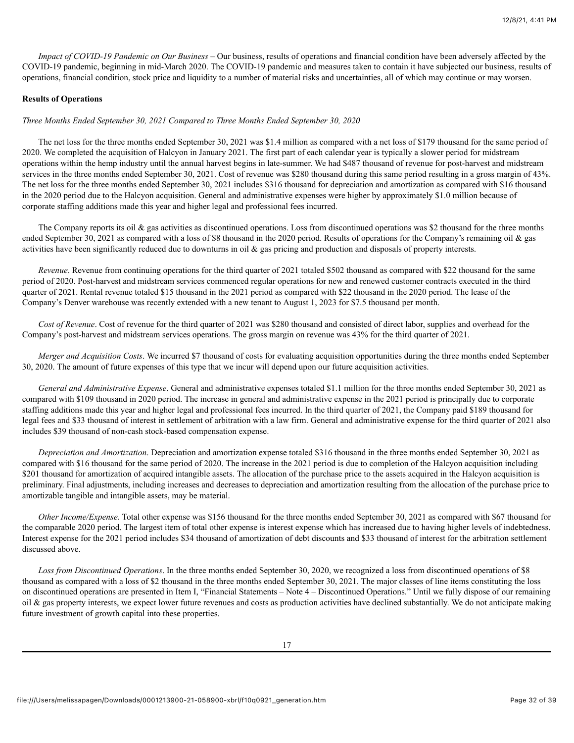*Impact of COVID-19 Pandemic on Our Business* – Our business, results of operations and financial condition have been adversely affected by the COVID-19 pandemic, beginning in mid-March 2020. The COVID-19 pandemic and measures taken to contain it have subjected our business, results of operations, financial condition, stock price and liquidity to a number of material risks and uncertainties, all of which may continue or may worsen.

**Results of Operations**

*Three Months Ended September 30, 2021 Compared to Three Months Ended September 30, 2020*

The net loss for the three months ended September 30, 2021 was $1.4 million as compared with a net loss of $179 thousand for the same period of 2020. We completed the acquisition of Halcyon in January 2021. The first part of each calendar year is typically a slower period for midstream operations within the hemp industry until the annual harvest begins in late-summer. We had $487 thousand of revenue for post-harvest and midstream services in the three months ended September 30, 2021. Cost of revenue was $280 thousand during this same period resulting in a gross margin of 43%. The net loss for the three months ended September 30, 2021 includes $316 thousand for depreciation and amortization as compared with $16 thousand in the 2020 period due to the Halcyon acquisition. General and administrative expenses were higher by approximately $1.0 million because of corporate staffing additions made this year and higher legal and professional fees incurred.

The Company reports its oil & gas activities as discontinued operations. Loss from discontinued operations was $2 thousand for the three months ended September 30, 2021 as compared with a loss of $8 thousand in the 2020 period. Results of operations for the Company's remaining oil & gas activities have been significantly reduced due to downturns in oil & gas pricing and production and disposals of property interests.

*Revenue*. Revenue from continuing operations for the third quarter of 2021 totaled $502 thousand as compared with $22 thousand for the same period of 2020. Post-harvest and midstream services commenced regular operations for new and renewed customer contracts executed in the third quarter of 2021. Rental revenue totaled $15 thousand in the 2021 period as compared with $22 thousand in the 2020 period. The lease of the Company's Denver warehouse was recently extended with a new tenant to August 1, 2023 for $7.5 thousand per month.

*Cost of Revenue*. Cost of revenue for the third quarter of 2021 was $280 thousand and consisted of direct labor, supplies and overhead for the Company's post-harvest and midstream services operations. The gross margin on revenue was 43% for the third quarter of 2021.

*Merger and Acquisition Costs*. We incurred $7 thousand of costs for evaluating acquisition opportunities during the three months ended September 30, 2020. The amount of future expenses of this type that we incur will depend upon our future acquisition activities.

*General and Administrative Expense*. General and administrative expenses totaled $1.1 million for the three months ended September 30, 2021 as compared with $109 thousand in 2020 period. The increase in general and administrative expense in the 2021 period is principally due to corporate staffing additions made this year and higher legal and professional fees incurred. In the third quarter of 2021, the Company paid $189 thousand for legal fees and $33 thousand of interest in settlement of arbitration with a law firm. General and administrative expense for the third quarter of 2021 also includes $39 thousand of non-cash stock-based compensation expense.

*Depreciation and Amortization*. Depreciation and amortization expense totaled $316 thousand in the three months ended September 30, 2021 as compared with $16 thousand for the same period of 2020. The increase in the 2021 period is due to completion of the Halcyon acquisition including $201 thousand for amortization of acquired intangible assets. The allocation of the purchase price to the assets acquired in the Halcyon acquisition is preliminary. Final adjustments, including increases and decreases to depreciation and amortization resulting from the allocation of the purchase price to amortizable tangible and intangible assets, may be material.

*Other Income/Expense*. Total other expense was $156 thousand for the three months ended September 30, 2021 as compared with $67 thousand for the comparable 2020 period. The largest item of total other expense is interest expense which has increased due to having higher levels of indebtedness. Interest expense for the 2021 period includes $34 thousand of amortization of debt discounts and $33 thousand of interest for the arbitration settlement discussed above.

*Loss from Discontinued Operations*. In the three months ended September 30, 2020, we recognized a loss from discontinued operations of $8 thousand as compared with a loss of $2 thousand in the three months ended September 30, 2021. The major classes of line items constituting the loss on discontinued operations are presented in Item I, "Financial Statements – Note 4 – Discontinued Operations." Until we fully dispose of our remaining oil & gas property interests, we expect lower future revenues and costs as production activities have declined substantially. We do not anticipate making future investment of growth capital into these properties.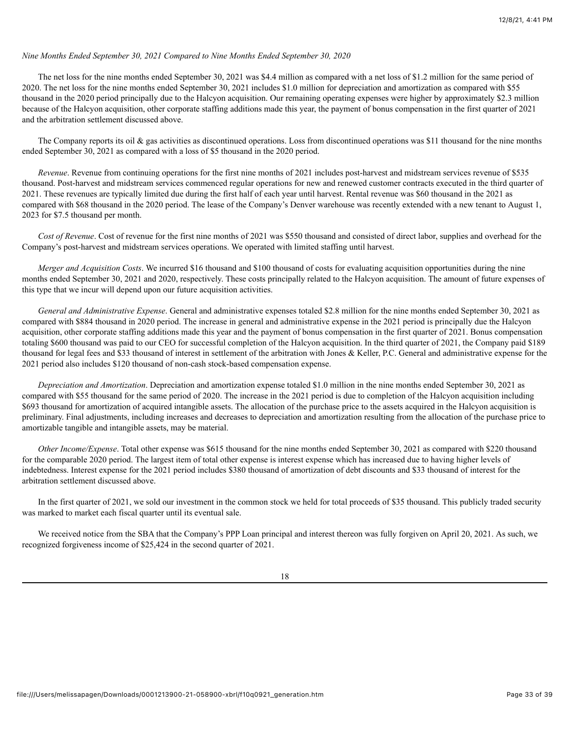*Nine Months Ended September 30, 2021 Compared to Nine Months Ended September 30, 2020*

The net loss for the nine months ended September 30, 2021 was $4.4 million as compared with a net loss of $1.2 million for the same period of 2020. The net loss for the nine months ended September 30, 2021 includes $1.0 million for depreciation and amortization as compared with $55 thousand in the 2020 period principally due to the Halcyon acquisition. Our remaining operating expenses were higher by approximately $2.3 million because of the Halcyon acquisition, other corporate staffing additions made this year, the payment of bonus compensation in the first quarter of 2021 and the arbitration settlement discussed above.

The Company reports its oil & gas activities as discontinued operations. Loss from discontinued operations was $11 thousand for the nine months ended September 30, 2021 as compared with a loss of $5 thousand in the 2020 period.

*Revenue*. Revenue from continuing operations for the first nine months of 2021 includes post-harvest and midstream services revenue of $535 thousand. Post-harvest and midstream services commenced regular operations for new and renewed customer contracts executed in the third quarter of 2021. These revenues are typically limited due during the first half of each year until harvest. Rental revenue was $60 thousand in the 2021 as compared with $68 thousand in the 2020 period. The lease of the Company's Denver warehouse was recently extended with a new tenant to August 1, 2023 for $7.5 thousand per month.

*Cost of Revenue*. Cost of revenue for the first nine months of 2021 was $550 thousand and consisted of direct labor, supplies and overhead for the Company's post-harvest and midstream services operations. We operated with limited staffing until harvest.

*Merger and Acquisition Costs*. We incurred $16 thousand and $100 thousand of costs for evaluating acquisition opportunities during the nine months ended September 30, 2021 and 2020, respectively. These costs principally related to the Halcyon acquisition. The amount of future expenses of this type that we incur will depend upon our future acquisition activities.

*General and Administrative Expense*. General and administrative expenses totaled $2.8 million for the nine months ended September 30, 2021 as compared with $884 thousand in 2020 period. The increase in general and administrative expense in the 2021 period is principally due the Halcyon acquisition, other corporate staffing additions made this year and the payment of bonus compensation in the first quarter of 2021. Bonus compensation totaling $600 thousand was paid to our CEO for successful completion of the Halcyon acquisition. In the third quarter of 2021, the Company paid $189 thousand for legal fees and $33 thousand of interest in settlement of the arbitration with Jones & Keller, P.C. General and administrative expense for the 2021 period also includes $120 thousand of non-cash stock-based compensation expense.

*Depreciation and Amortization*. Depreciation and amortization expense totaled $1.0 million in the nine months ended September 30, 2021 as compared with $55 thousand for the same period of 2020. The increase in the 2021 period is due to completion of the Halcyon acquisition including $693 thousand for amortization of acquired intangible assets. The allocation of the purchase price to the assets acquired in the Halcyon acquisition is preliminary. Final adjustments, including increases and decreases to depreciation and amortization resulting from the allocation of the purchase price to amortizable tangible and intangible assets, may be material.

*Other Income/Expense*. Total other expense was $615 thousand for the nine months ended September 30, 2021 as compared with $220 thousand for the comparable 2020 period. The largest item of total other expense is interest expense which has increased due to having higher levels of indebtedness. Interest expense for the 2021 period includes $380 thousand of amortization of debt discounts and $33 thousand of interest for the arbitration settlement discussed above.

In the first quarter of 2021, we sold our investment in the common stock we held for total proceeds of $35 thousand. This publicly traded security was marked to market each fiscal quarter until its eventual sale.

We received notice from the SBA that the Company's PPP Loan principal and interest thereon was fully forgiven on April 20, 2021. As such, we recognized forgiveness income of $25,424 in the second quarter of 2021.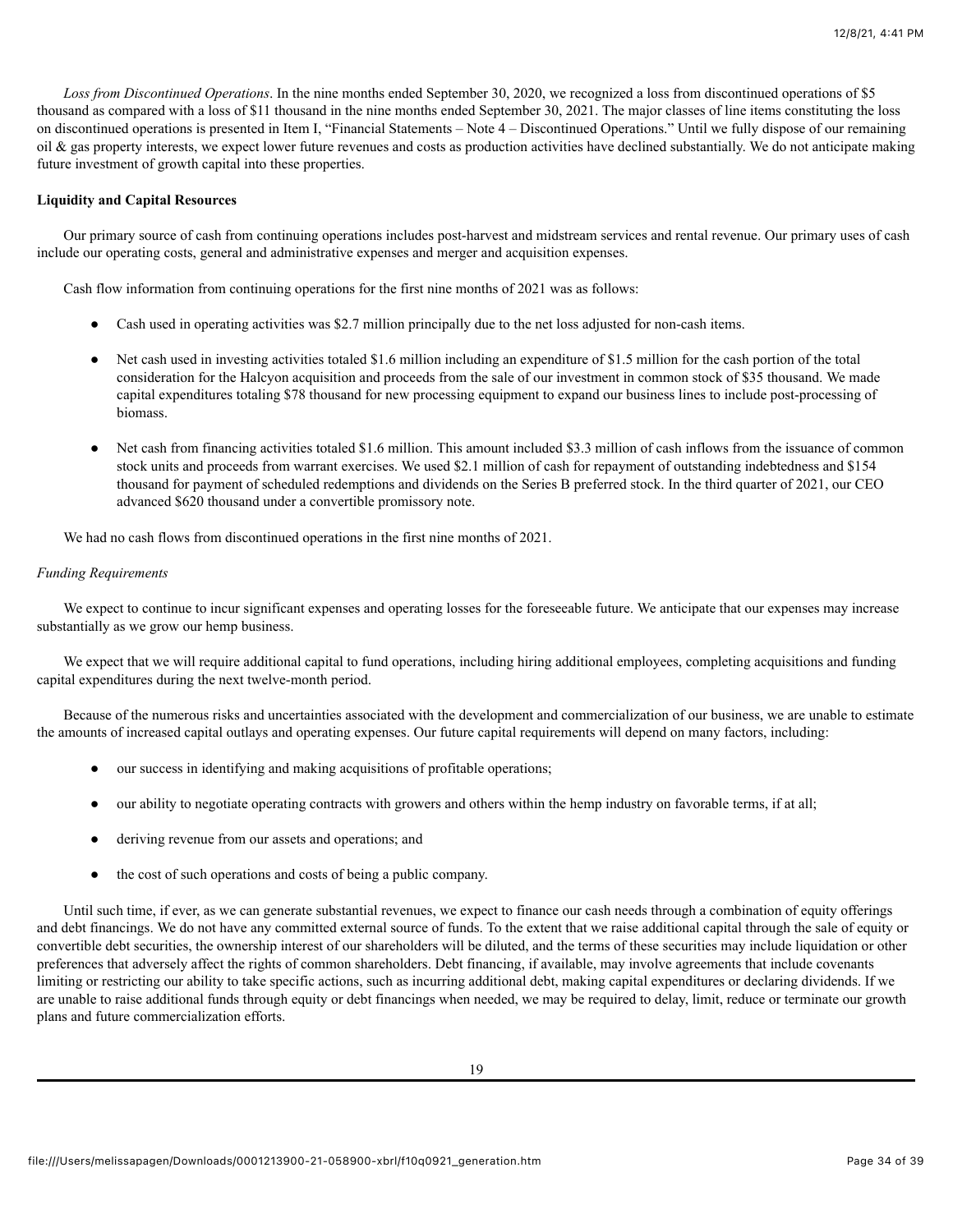*Loss from Discontinued Operations*. In the nine months ended September 30, 2020, we recognized a loss from discontinued operations of $5 thousand as compared with a loss of $11 thousand in the nine months ended September 30, 2021. The major classes of line items constituting the loss on discontinued operations is presented in Item I, "Financial Statements – Note 4 – Discontinued Operations." Until we fully dispose of our remaining oil & gas property interests, we expect lower future revenues and costs as production activities have declined substantially. We do not anticipate making future investment of growth capital into these properties.

**Liquidity and Capital Resources**

Our primary source of cash from continuing operations includes post-harvest and midstream services and rental revenue. Our primary uses of cash include our operating costs, general and administrative expenses and merger and acquisition expenses.

Cash flow information from continuing operations for the first nine months of 2021 was as follows:

- Cash used in operating activities was $2.7 million principally due to the net loss adjusted for non-cash items.
- Net cash used in investing activities totaled $1.6 million including an expenditure of $1.5 million for the cash portion of the total consideration for the Halcyon acquisition and proceeds from the sale of our investment in common stock of $35 thousand. We made capital expenditures totaling $78 thousand for new processing equipment to expand our business lines to include post-processing of biomass.
- Net cash from financing activities totaled $1.6 million. This amount included $3.3 million of cash inflows from the issuance of common stock units and proceeds from warrant exercises. We used $2.1 million of cash for repayment of outstanding indebtedness and $154 thousand for payment of scheduled redemptions and dividends on the Series B preferred stock. In the third quarter of 2021, our CEO advanced $620 thousand under a convertible promissory note.

We had no cash flows from discontinued operations in the first nine months of 2021.

*Funding Requirements*

We expect to continue to incur significant expenses and operating losses for the foreseeable future. We anticipate that our expenses may increase substantially as we grow our hemp business.

We expect that we will require additional capital to fund operations, including hiring additional employees, completing acquisitions and funding capital expenditures during the next twelve-month period.

Because of the numerous risks and uncertainties associated with the development and commercialization of our business, we are unable to estimate the amounts of increased capital outlays and operating expenses. Our future capital requirements will depend on many factors, including:

- our success in identifying and making acquisitions of profitable operations;
- our ability to negotiate operating contracts with growers and others within the hemp industry on favorable terms, if at all;
- deriving revenue from our assets and operations; and
- the cost of such operations and costs of being a public company.

Until such time, if ever, as we can generate substantial revenues, we expect to finance our cash needs through a combination of equity offerings and debt financings. We do not have any committed external source of funds. To the extent that we raise additional capital through the sale of equity or convertible debt securities, the ownership interest of our shareholders will be diluted, and the terms of these securities may include liquidation or other preferences that adversely affect the rights of common shareholders. Debt financing, if available, may involve agreements that include covenants limiting or restricting our ability to take specific actions, such as incurring additional debt, making capital expenditures or declaring dividends. If we are unable to raise additional funds through equity or debt financings when needed, we may be required to delay, limit, reduce or terminate our growth plans and future commercialization efforts.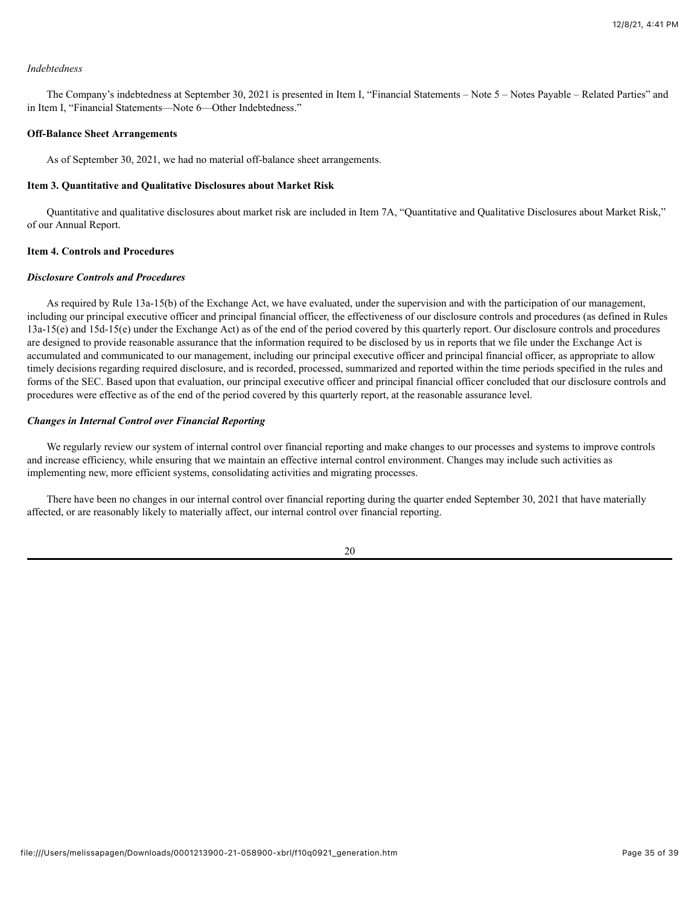*Indebtedness*

The Company's indebtedness at September 30, 2021 is presented in Item I, "Financial Statements – Note 5 – Notes Payable – Related Parties" and in Item I, "Financial Statements—Note 6—Other Indebtedness."

**Off-Balance Sheet Arrangements**

As of September 30, 2021, we had no material off-balance sheet arrangements.

**Item 3. Quantitative and Qualitative Disclosures about Market Risk**

Quantitative and qualitative disclosures about market risk are included in Item 7A, "Quantitative and Qualitative Disclosures about Market Risk," of our Annual Report.

**Item 4. Controls and Procedures**

***Disclosure Controls and Procedures***

As required by Rule 13a-15(b) of the Exchange Act, we have evaluated, under the supervision and with the participation of our management, including our principal executive officer and principal financial officer, the effectiveness of our disclosure controls and procedures (as defined in Rules 13a-15(e) and 15d-15(e) under the Exchange Act) as of the end of the period covered by this quarterly report. Our disclosure controls and procedures are designed to provide reasonable assurance that the information required to be disclosed by us in reports that we file under the Exchange Act is accumulated and communicated to our management, including our principal executive officer and principal financial officer, as appropriate to allow timely decisions regarding required disclosure, and is recorded, processed, summarized and reported within the time periods specified in the rules and forms of the SEC. Based upon that evaluation, our principal executive officer and principal financial officer concluded that our disclosure controls and procedures were effective as of the end of the period covered by this quarterly report, at the reasonable assurance level.

***Changes in Internal Control over Financial Reporting***

We regularly review our system of internal control over financial reporting and make changes to our processes and systems to improve controls and increase efficiency, while ensuring that we maintain an effective internal control environment. Changes may include such activities as implementing new, more efficient systems, consolidating activities and migrating processes.

There have been no changes in our internal control over financial reporting during the quarter ended September 30, 2021 that have materially affected, or are reasonably likely to materially affect, our internal control over financial reporting.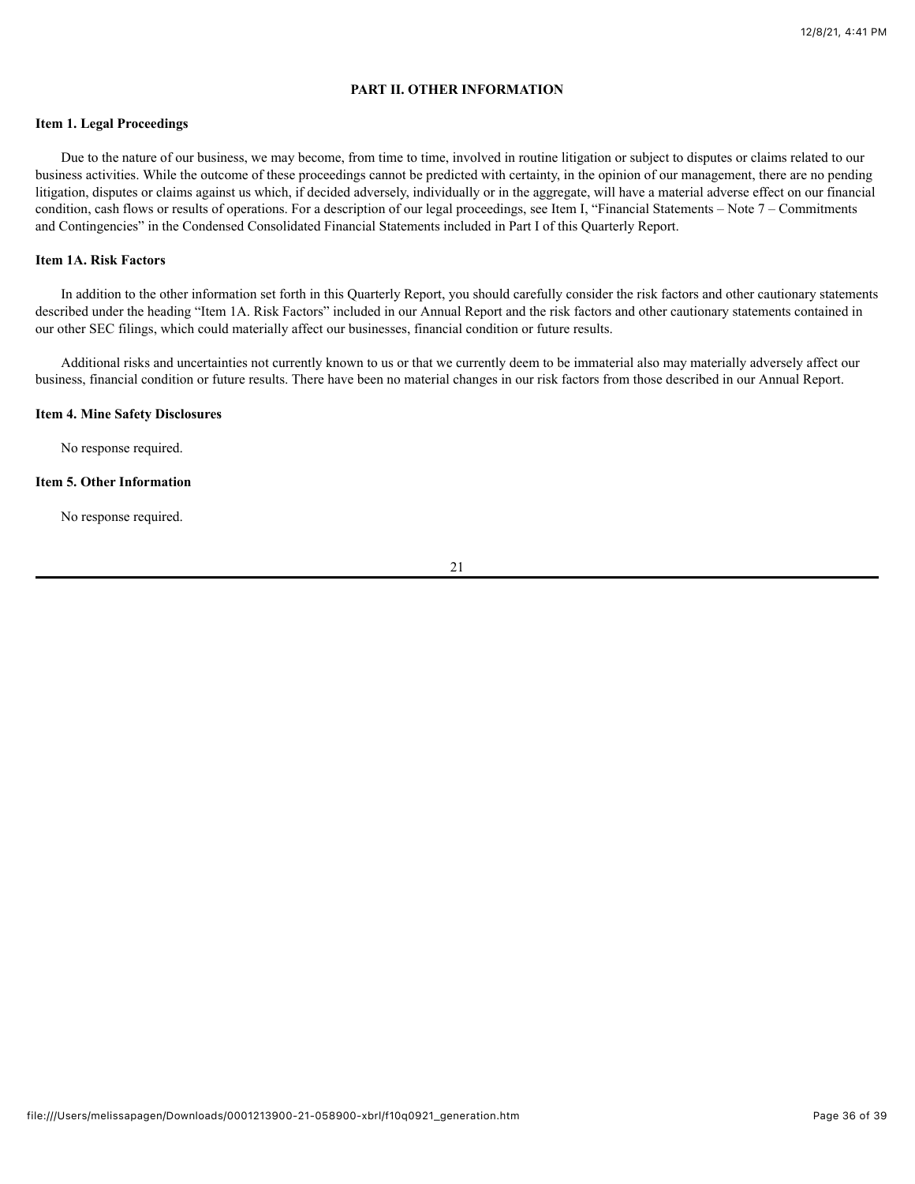## PART II. OTHER INFORMATION

### Item 1. Legal Proceedings

Due to the nature of our business, we may become, from time to time, involved in routine litigation or subject to disputes or claims related to our business activities. While the outcome of these proceedings cannot be predicted with certainty, in the opinion of our management, there are no pending litigation, disputes or claims against us which, if decided adversely, individually or in the aggregate, will have a material adverse effect on our financial condition, cash flows or results of operations. For a description of our legal proceedings, see Item I, "Financial Statements – Note 7 – Commitments and Contingencies" in the Condensed Consolidated Financial Statements included in Part I of this Quarterly Report.

### Item 1A. Risk Factors

In addition to the other information set forth in this Quarterly Report, you should carefully consider the risk factors and other cautionary statements described under the heading "Item 1A. Risk Factors" included in our Annual Report and the risk factors and other cautionary statements contained in our other SEC filings, which could materially affect our businesses, financial condition or future results.

Additional risks and uncertainties not currently known to us or that we currently deem to be immaterial also may materially adversely affect our business, financial condition or future results. There have been no material changes in our risk factors from those described in our Annual Report.

### Item 4. Mine Safety Disclosures

No response required.

### Item 5. Other Information

No response required.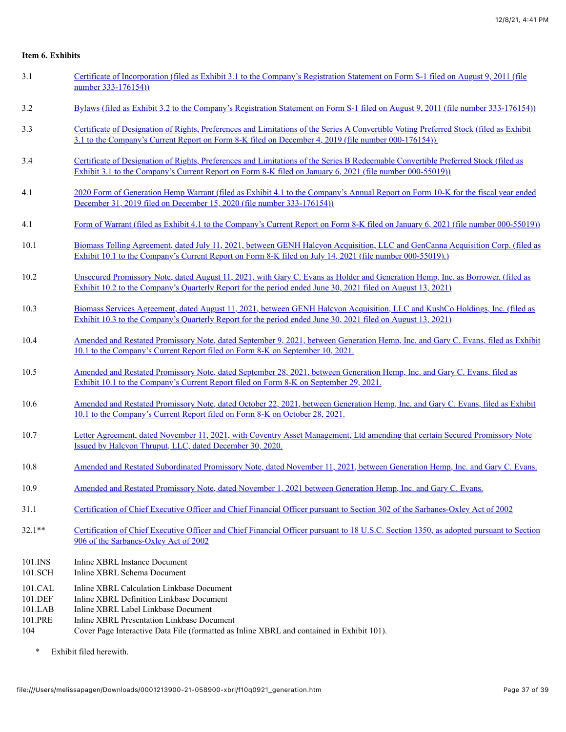**Item 6. Exhibits**

| | |
|---|---|
| 3.1 | Certificate of Incorporation (filed as Exhibit 3.1 to the Company's Registration Statement on Form S-1 filed on August 9, 2011 (file number 333-176154)) |
| 3.2 | Bylaws (filed as Exhibit 3.2 to the Company's Registration Statement on Form S-1 filed on August 9, 2011 (file number 333-176154)) |
| 3.3 | Certificate of Designation of Rights, Preferences and Limitations of the Series A Convertible Voting Preferred Stock (filed as Exhibit 3.1 to the Company's Current Report on Form 8-K filed on December 4, 2019 (file number 000-176154)) |
| 3.4 | Certificate of Designation of Rights, Preferences and Limitations of the Series B Redeemable Convertible Preferred Stock (filed as Exhibit 3.1 to the Company's Current Report on Form 8-K filed on January 6, 2021 (file number 000-55019)) |
| 4.1 | 2020 Form of Generation Hemp Warrant (filed as Exhibit 4.1 to the Company's Annual Report on Form 10-K for the fiscal year ended December 31, 2019 filed on December 15, 2020 (file number 333-176154)) |
| 4.1 | Form of Warrant (filed as Exhibit 4.1 to the Company's Current Report on Form 8-K filed on January 6, 2021 (file number 000-55019)) |
| 10.1 | Biomass Tolling Agreement, dated July 11, 2021, between GENH Halcyon Acquisition, LLC and GenCanna Acquisition Corp. (filed as Exhibit 10.1 to the Company's Current Report on Form 8-K filed on July 14, 2021 (file number 000-55019).) |
| 10.2 | Unsecured Promissory Note, dated August 11, 2021, with Gary C. Evans as Holder and Generation Hemp, Inc. as Borrower. (filed as Exhibit 10.2 to the Company's Quarterly Report for the period ended June 30, 2021 filed on August 13, 2021) |
| 10.3 | Biomass Services Agreement, dated August 11, 2021, between GENH Halcyon Acquisition, LLC and KushCo Holdings, Inc. (filed as Exhibit 10.3 to the Company's Quarterly Report for the period ended June 30, 2021 filed on August 13, 2021) |
| 10.4 | Amended and Restated Promissory Note, dated September 9, 2021, between Generation Hemp, Inc. and Gary C. Evans, filed as Exhibit 10.1 to the Company's Current Report filed on Form 8-K on September 10, 2021. |
| 10.5 | Amended and Restated Promissory Note, dated September 28, 2021, between Generation Hemp, Inc. and Gary C. Evans, filed as Exhibit 10.1 to the Company's Current Report filed on Form 8-K on September 29, 2021. |
| 10.6 | Amended and Restated Promissory Note, dated October 22, 2021, between Generation Hemp, Inc. and Gary C. Evans, filed as Exhibit 10.1 to the Company's Current Report filed on Form 8-K on October 28, 2021. |
| 10.7 | Letter Agreement, dated November 11, 2021, with Coventry Asset Management, Ltd amending that certain Secured Promissory Note Issued by Halcyon Thruput, LLC, dated December 30, 2020. |
| 10.8 | Amended and Restated Subordinated Promissory Note, dated November 11, 2021, between Generation Hemp, Inc. and Gary C. Evans. |
| 10.9 | Amended and Restated Promissory Note, dated November 1, 2021 between Generation Hemp, Inc. and Gary C. Evans. |
| 31.1 | Certification of Chief Executive Officer and Chief Financial Officer pursuant to Section 302 of the Sarbanes-Oxley Act of 2002 |
| 32.1** | Certification of Chief Executive Officer and Chief Financial Officer pursuant to 18 U.S.C. Section 1350, as adopted pursuant to Section 906 of the Sarbanes-Oxley Act of 2002 |
| 101.INS | Inline XBRL Instance Document |
| 101.SCH | Inline XBRL Schema Document |
| 101.CAL | Inline XBRL Calculation Linkbase Document |
| 101.DEF | Inline XBRL Definition Linkbase Document |
| 101.LAB | Inline XBRL Label Linkbase Document |
| 101.PRE | Inline XBRL Presentation Linkbase Document |
| 104 | Cover Page Interactive Data File (formatted as Inline XBRL and contained in Exhibit 101). |

\* Exhibit filed herewith.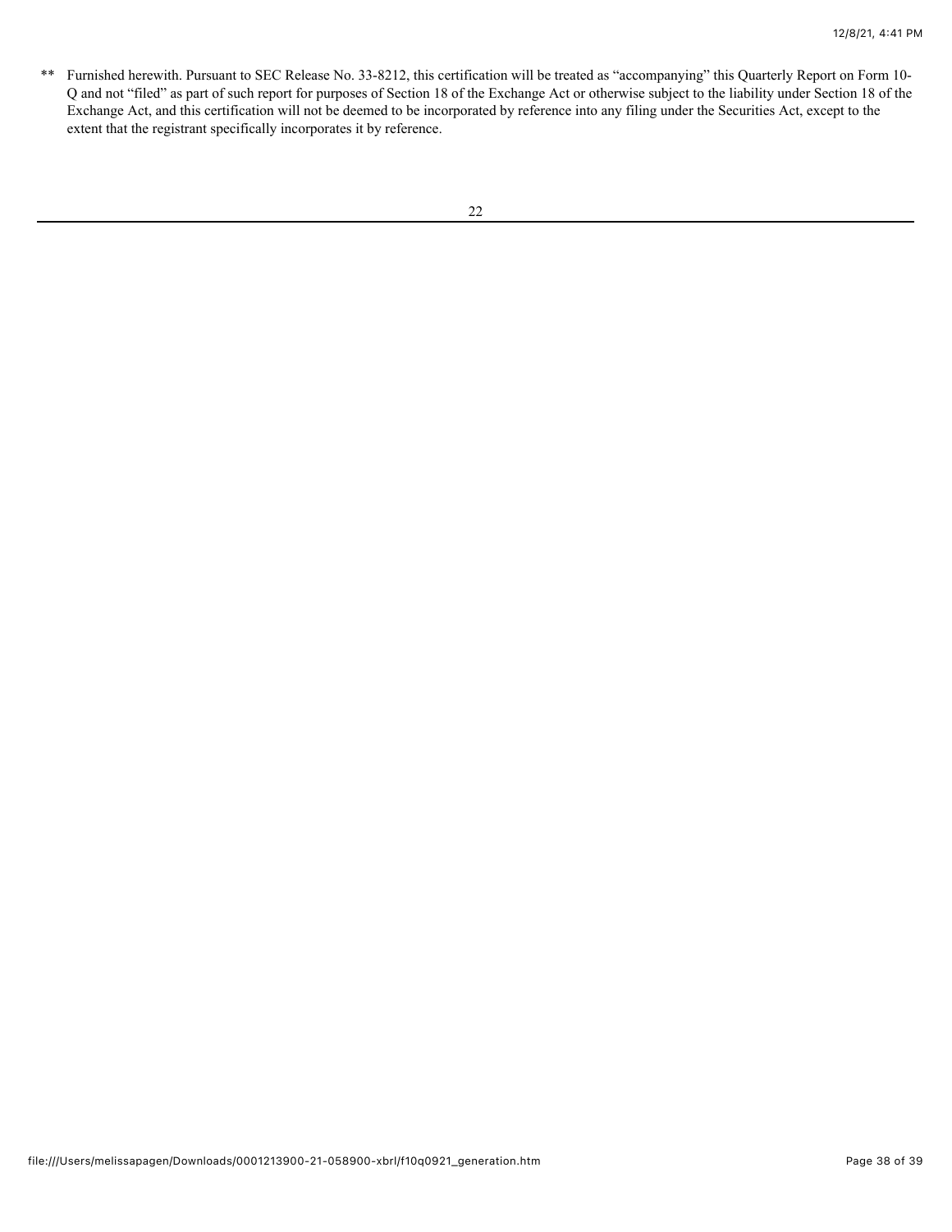** Furnished herewith. Pursuant to SEC Release No. 33-8212, this certification will be treated as "accompanying" this Quarterly Report on Form 10-Q and not "filed" as part of such report for purposes of Section 18 of the Exchange Act or otherwise subject to the liability under Section 18 of the Exchange Act, and this certification will not be deemed to be incorporated by reference into any filing under the Securities Act, except to the extent that the registrant specifically incorporates it by reference.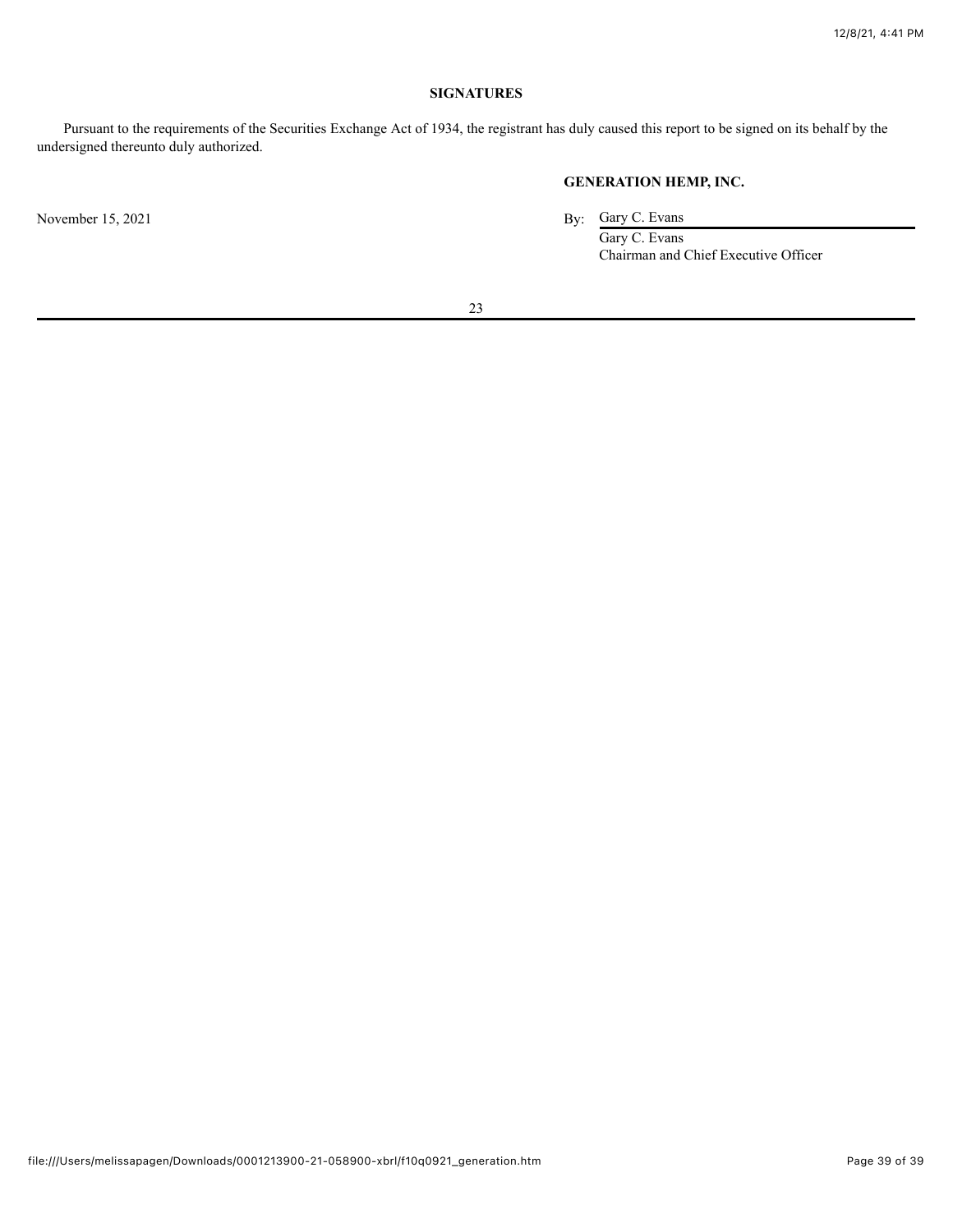## SIGNATURES

Pursuant to the requirements of the Securities Exchange Act of 1934, the registrant has duly caused this report to be signed on its behalf by the undersigned thereunto duly authorized.

**GENERATION HEMP, INC.**

November 15, 2021

By: Gary C. Evans

Gary C. Evans

Chairman and Chief Executive Officer